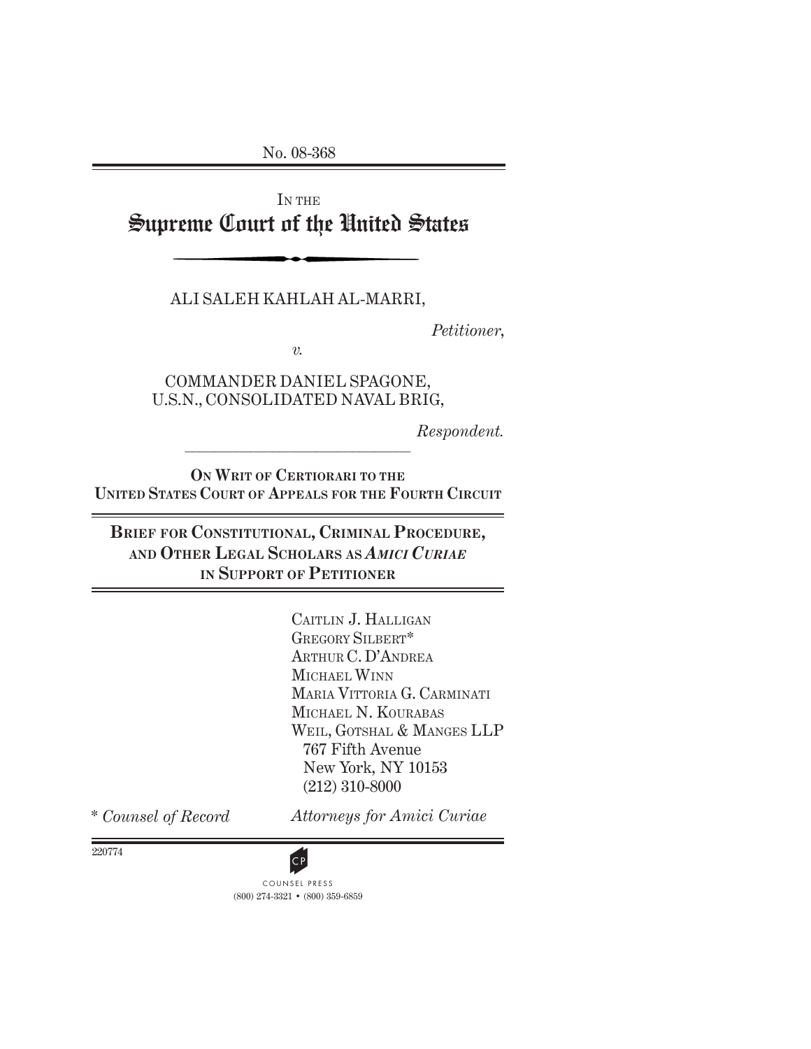No. 08-368

IN THE

# Supreme Court of the United States

ALI SALEH KAHLAH AL-MARRI,

*Petitioner*,

*v.*

COMMANDER DANIEL SPAGONE,
U.S.N., CONSOLIDATED NAVAL BRIG,

*Respondent.*

**ON WRIT OF CERTIORARI TO THE UNITED STATES COURT OF APPEALS FOR THE FOURTH CIRCUIT**

**BRIEF FOR CONSTITUTIONAL, CRIMINAL PROCEDURE, AND OTHER LEGAL SCHOLARS AS *AMICI CURIAE* IN SUPPORT OF PETITIONER**

CAITLIN J. HALLIGAN
GREGORY SILBERT*
ARTHUR C. D'ANDREA
MICHAEL WINN
MARIA VITTORIA G. CARMINATI
MICHAEL N. KOURABAS
WEIL, GOTSHAL & MANGES LLP
767 Fifth Avenue
New York, NY 10153
(212) 310-8000

\* *Counsel of Record*

*Attorneys for Amici Curiae*

220774

COUNSEL PRESS
(800) 274-3321 • (800) 359-6859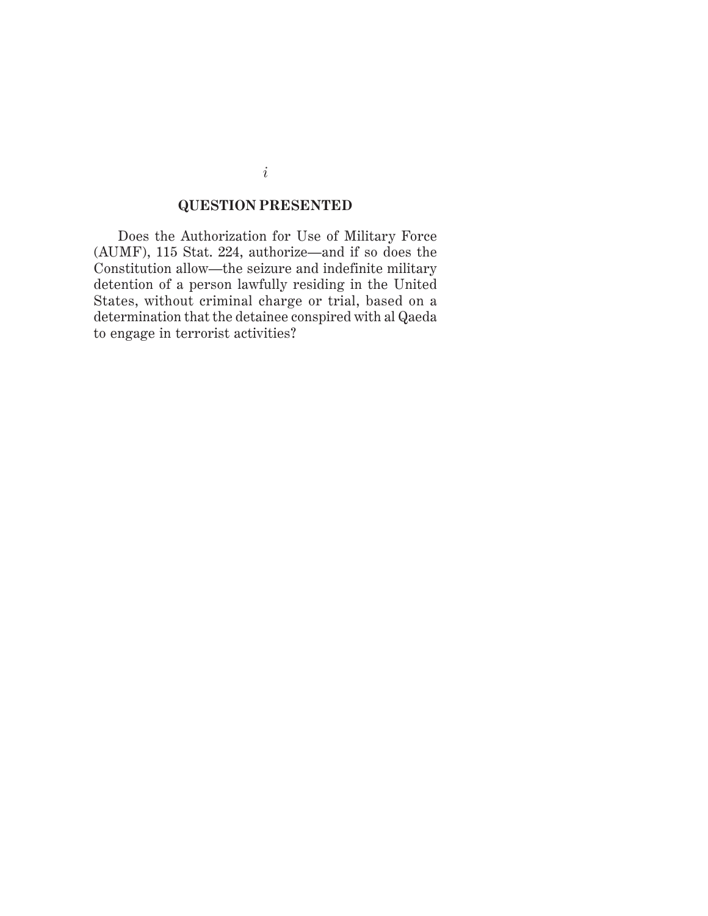## QUESTION PRESENTED

Does the Authorization for Use of Military Force (AUMF), 115 Stat. 224, authorize—and if so does the Constitution allow—the seizure and indefinite military detention of a person lawfully residing in the United States, without criminal charge or trial, based on a determination that the detainee conspired with al Qaeda to engage in terrorist activities?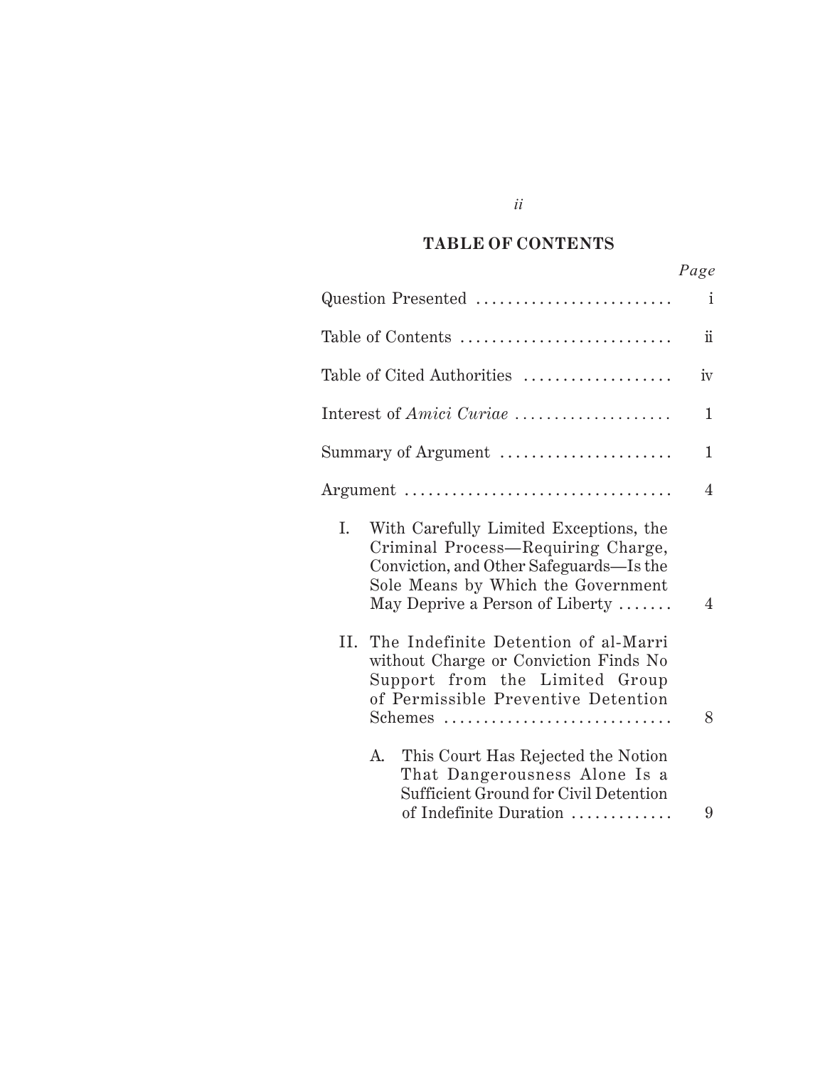## TABLE OF CONTENTS

| | Page |
|---|---|
| Question Presented | i |
| Table of Contents | ii |
| Table of Cited Authorities | iv |
| Interest of *Amici Curiae* | 1 |
| Summary of Argument | 1 |
| Argument | 4 |
| I. With Carefully Limited Exceptions, the Criminal Process—Requiring Charge, Conviction, and Other Safeguards—Is the Sole Means by Which the Government May Deprive a Person of Liberty | 4 |
| II. The Indefinite Detention of al-Marri without Charge or Conviction Finds No Support from the Limited Group of Permissible Preventive Detention Schemes | 8 |
| A. This Court Has Rejected the Notion That Dangerousness Alone Is a Sufficient Ground for Civil Detention of Indefinite Duration | 9 |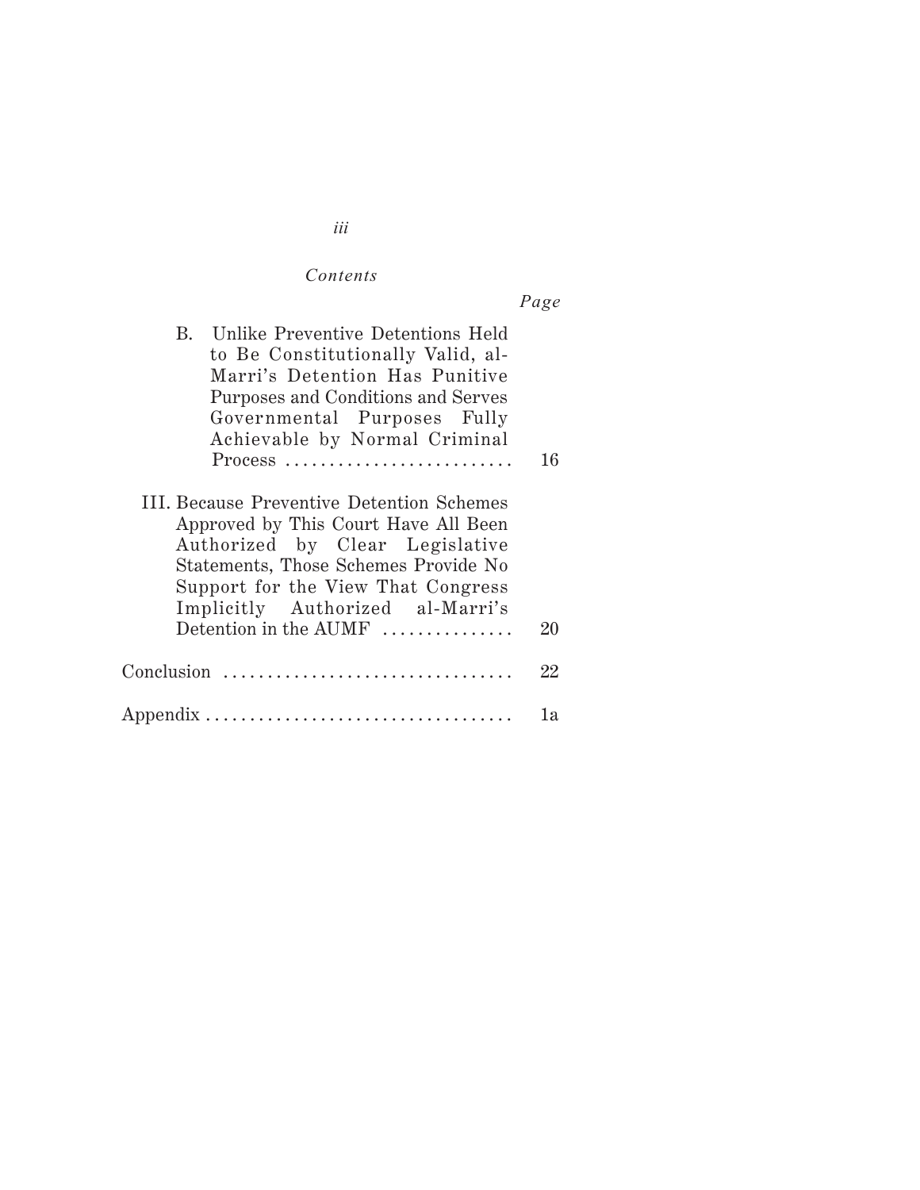*Contents*

| | *Page* |
|---|---|
| B. Unlike Preventive Detentions Held to Be Constitutionally Valid, al-Marri's Detention Has Punitive Purposes and Conditions and Serves Governmental Purposes Fully Achievable by Normal Criminal Process | 16 |
| III. Because Preventive Detention Schemes Approved by This Court Have All Been Authorized by Clear Legislative Statements, Those Schemes Provide No Support for the View That Congress Implicitly Authorized al-Marri's Detention in the AUMF | 20 |
| Conclusion | 22 |
| Appendix | 1a |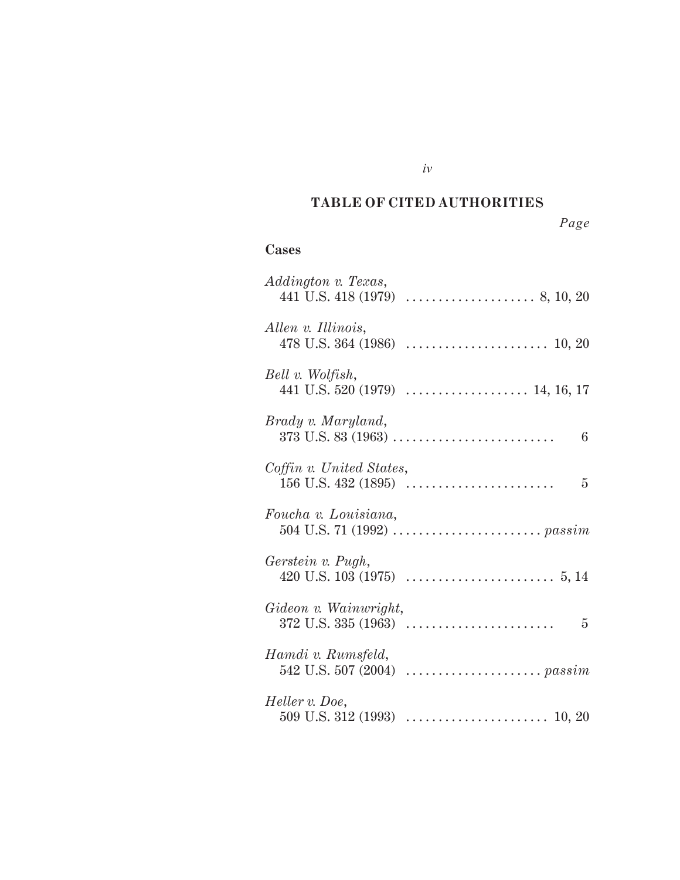## TABLE OF CITED AUTHORITIES

*Page*

### Cases

*Addington v. Texas*,
441 U.S. 418 (1979) .................... 8, 10, 20

*Allen v. Illinois*,
478 U.S. 364 (1986) ...................... 10, 20

*Bell v. Wolfish*,
441 U.S. 520 (1979) ................... 14, 16, 17

*Brady v. Maryland*,
373 U.S. 83 (1963) ......................... 6

*Coffin v. United States*,
156 U.S. 432 (1895) ....................... 5

*Foucha v. Louisiana*,
504 U.S. 71 (1992) ....................... *passim*

*Gerstein v. Pugh*,
420 U.S. 103 (1975) ....................... 5, 14

*Gideon v. Wainwright*,
372 U.S. 335 (1963) ....................... 5

*Hamdi v. Rumsfeld*,
542 U.S. 507 (2004) ..................... *passim*

*Heller v. Doe*,
509 U.S. 312 (1993) ...................... 10, 20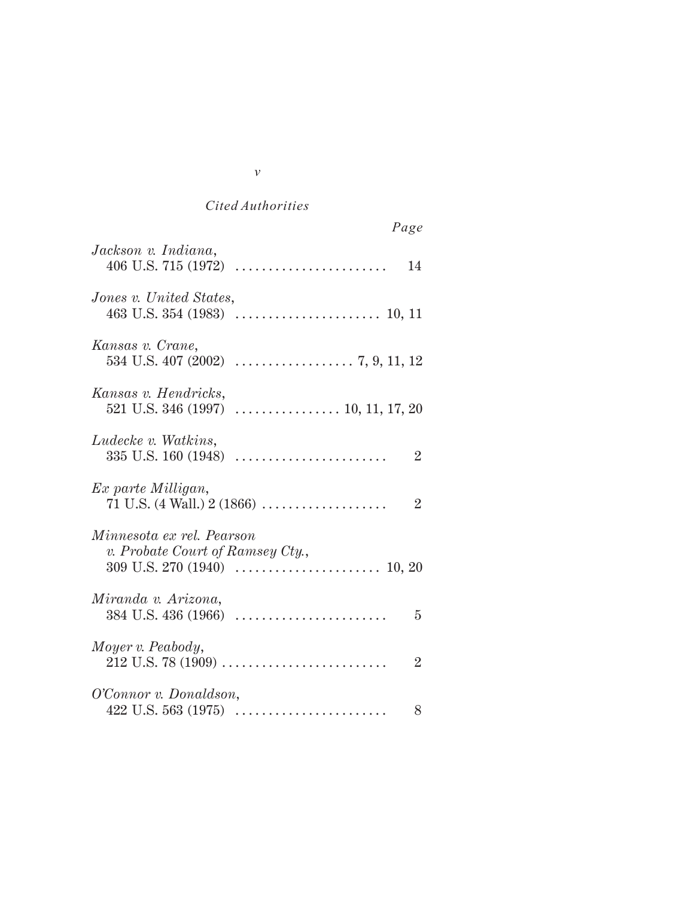*Cited Authorities*

*Page*

*Jackson v. Indiana*,
406 U.S. 715 (1972) . . . . . . . . . . . . . . . . . . . . . . . 14

*Jones v. United States*,
463 U.S. 354 (1983) . . . . . . . . . . . . . . . . . . . . . . 10, 11

*Kansas v. Crane*,
534 U.S. 407 (2002) . . . . . . . . . . . . . . . . . . 7, 9, 11, 12

*Kansas v. Hendricks*,
521 U.S. 346 (1997) . . . . . . . . . . . . . . . . 10, 11, 17, 20

*Ludecke v. Watkins*,
335 U.S. 160 (1948) . . . . . . . . . . . . . . . . . . . . . . . 2

*Ex parte Milligan*,
71 U.S. (4 Wall.) 2 (1866) . . . . . . . . . . . . . . . . . . . 2

*Minnesota ex rel. Pearson v. Probate Court of Ramsey Cty.*,
309 U.S. 270 (1940) . . . . . . . . . . . . . . . . . . . . . . 10, 20

*Miranda v. Arizona*,
384 U.S. 436 (1966) . . . . . . . . . . . . . . . . . . . . . . . 5

*Moyer v. Peabody*,
212 U.S. 78 (1909) . . . . . . . . . . . . . . . . . . . . . . . . . 2

*O'Connor v. Donaldson*,
422 U.S. 563 (1975) . . . . . . . . . . . . . . . . . . . . . . . 8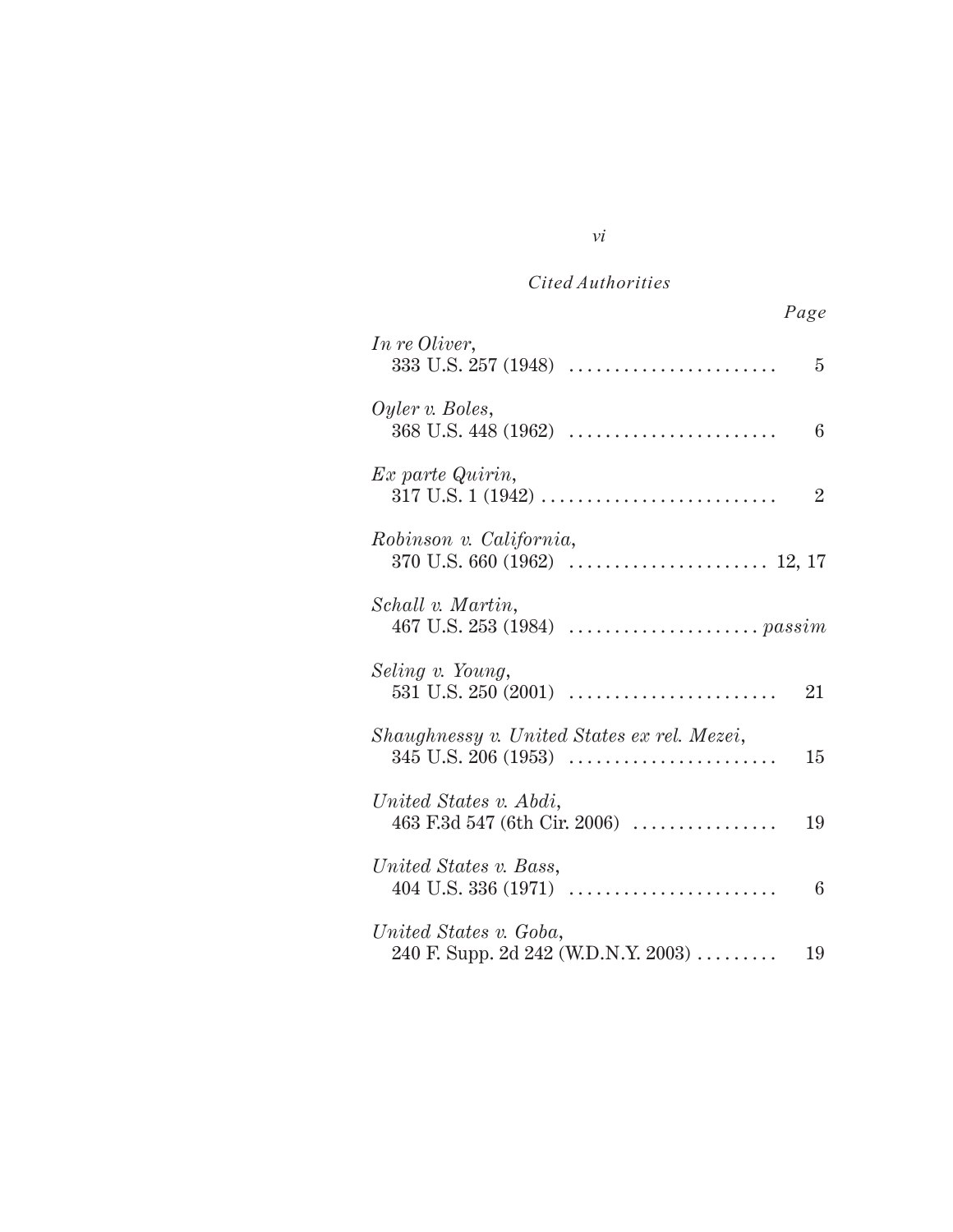*Cited Authorities*

| | Page |
|---|---|
| *In re Oliver*, 333 U.S. 257 (1948) | 5 |
| *Oyler v. Boles*, 368 U.S. 448 (1962) | 6 |
| *Ex parte Quirin*, 317 U.S. 1 (1942) | 2 |
| *Robinson v. California*, 370 U.S. 660 (1962) | 12, 17 |
| *Schall v. Martin*, 467 U.S. 253 (1984) | *passim* |
| *Seling v. Young*, 531 U.S. 250 (2001) | 21 |
| *Shaughnessy v. United States ex rel. Mezei*, 345 U.S. 206 (1953) | 15 |
| *United States v. Abdi*, 463 F.3d 547 (6th Cir. 2006) | 19 |
| *United States v. Bass*, 404 U.S. 336 (1971) | 6 |
| *United States v. Goba*, 240 F. Supp. 2d 242 (W.D.N.Y. 2003) | 19 |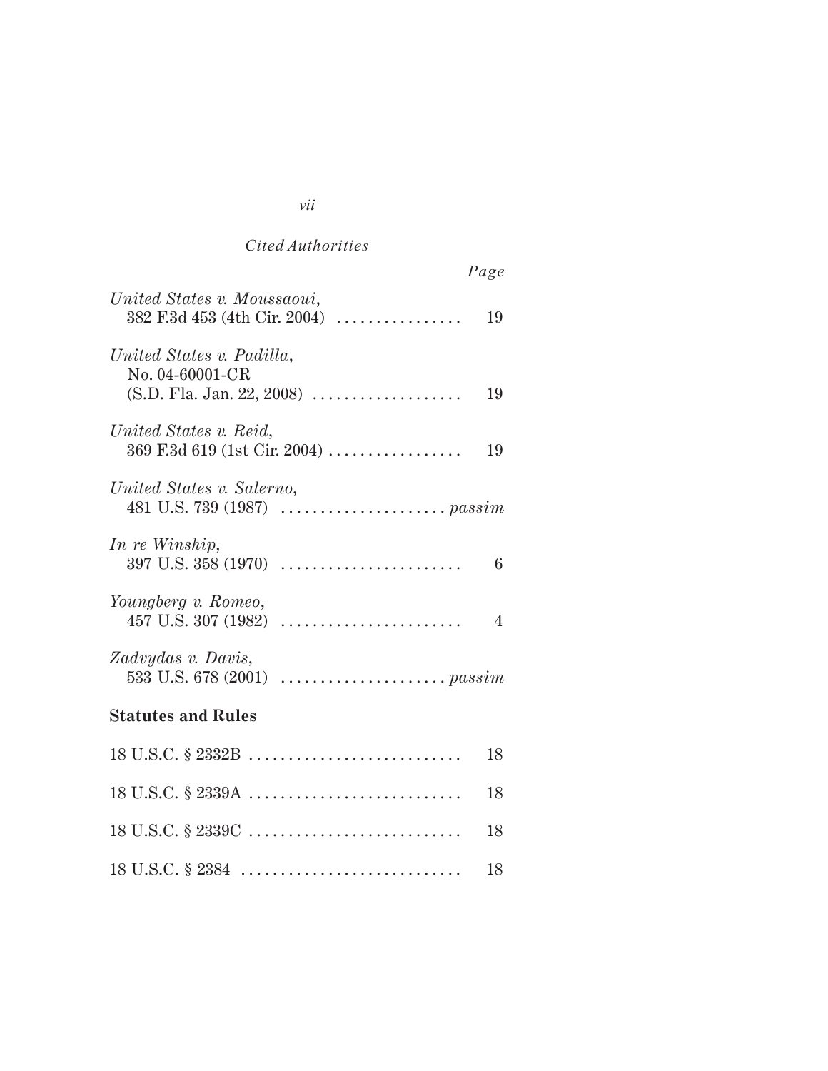*Cited Authorities*

*Page*

*United States v. Moussaoui*,
382 F.3d 453 (4th Cir. 2004) ................ 19

*United States v. Padilla*,
No. 04-60001-CR
(S.D. Fla. Jan. 22, 2008) ................... 19

*United States v. Reid*,
369 F.3d 619 (1st Cir. 2004) ................. 19

*United States v. Salerno*,
481 U.S. 739 (1987) ..................... *passim*

*In re Winship*,
397 U.S. 358 (1970) ....................... 6

*Youngberg v. Romeo*,
457 U.S. 307 (1982) ....................... 4

*Zadvydas v. Davis*,
533 U.S. 678 (2001) ..................... *passim*

**Statutes and Rules**

18 U.S.C. § 2332B ........................... 18

18 U.S.C. § 2339A ........................... 18

18 U.S.C. § 2339C ........................... 18

18 U.S.C. § 2384 ............................ 18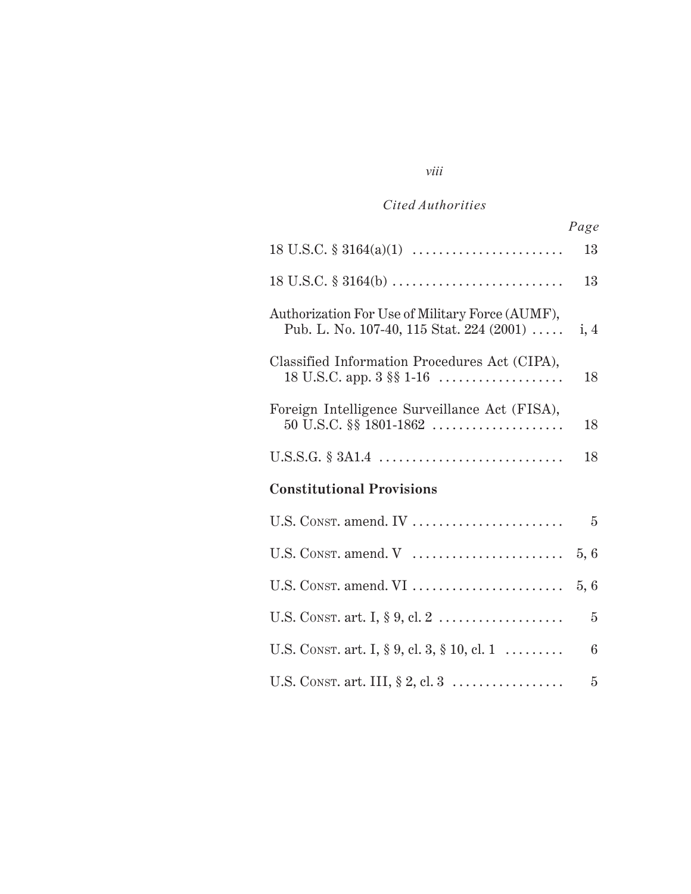*Cited Authorities*

| | *Page* |
|---|---|
| 18 U.S.C. § 3164(a)(1) | 13 |
| 18 U.S.C. § 3164(b) | 13 |
| Authorization For Use of Military Force (AUMF), Pub. L. No. 107-40, 115 Stat. 224 (2001) | i, 4 |
| Classified Information Procedures Act (CIPA), 18 U.S.C. app. 3 §§ 1-16 | 18 |
| Foreign Intelligence Surveillance Act (FISA), 50 U.S.C. §§ 1801-1862 | 18 |
| U.S.S.G. § 3A1.4 | 18 |

**Constitutional Provisions**

| | |
|---|---|
| U.S. Const. amend. IV | 5 |
| U.S. Const. amend. V | 5, 6 |
| U.S. Const. amend. VI | 5, 6 |
| U.S. Const. art. I, § 9, cl. 2 | 5 |
| U.S. Const. art. I, § 9, cl. 3, § 10, cl. 1 | 6 |
| U.S. Const. art. III, § 2, cl. 3 | 5 |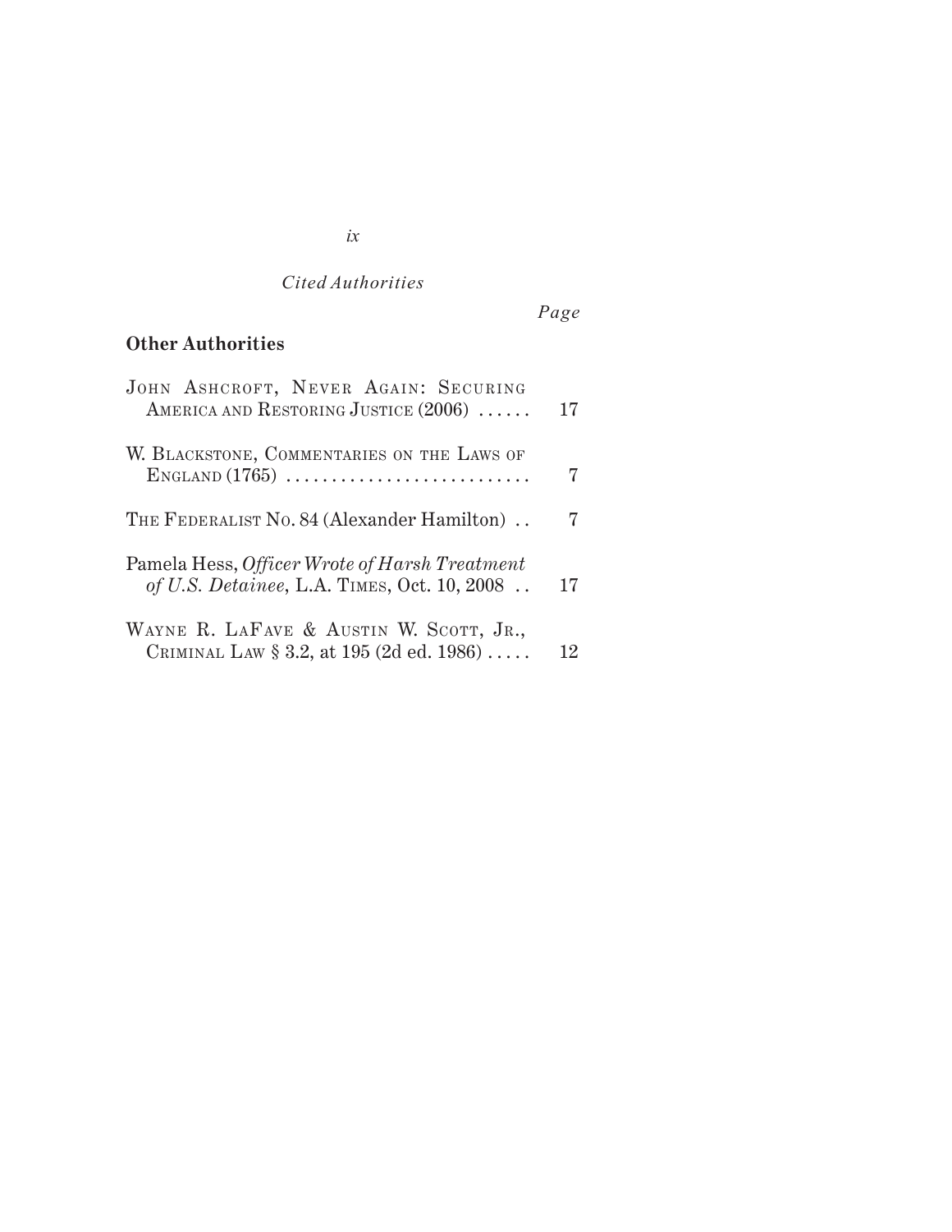*Cited Authorities*

*Page*

**Other Authorities**

| | |
|---|---|
| John Ashcroft, Never Again: Securing America and Restoring Justice (2006) | 17 |
| W. Blackstone, Commentaries on the Laws of England (1765) | 7 |
| The Federalist No. 84 (Alexander Hamilton) | 7 |
| Pamela Hess, *Officer Wrote of Harsh Treatment of U.S. Detainee*, L.A. Times, Oct. 10, 2008 | 17 |
| Wayne R. LaFave & Austin W. Scott, Jr., Criminal Law § 3.2, at 195 (2d ed. 1986) | 12 |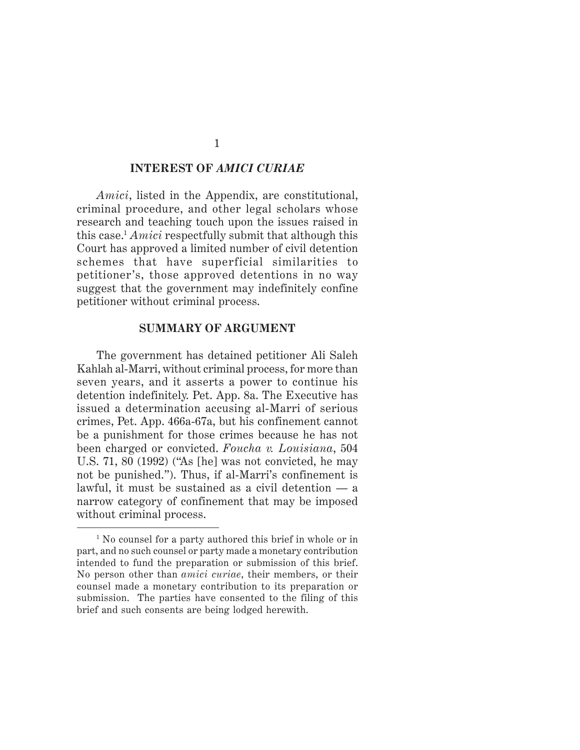## INTEREST OF *AMICI CURIAE*

*Amici*, listed in the Appendix, are constitutional, criminal procedure, and other legal scholars whose research and teaching touch upon the issues raised in this case.[1] *Amici* respectfully submit that although this Court has approved a limited number of civil detention schemes that have superficial similarities to petitioner's, those approved detentions in no way suggest that the government may indefinitely confine petitioner without criminal process.

## SUMMARY OF ARGUMENT

The government has detained petitioner Ali Saleh Kahlah al-Marri, without criminal process, for more than seven years, and it asserts a power to continue his detention indefinitely. Pet. App. 8a. The Executive has issued a determination accusing al-Marri of serious crimes, Pet. App. 466a-67a, but his confinement cannot be a punishment for those crimes because he has not been charged or convicted. *Foucha v. Louisiana*, 504 U.S. 71, 80 (1992) ("As [he] was not convicted, he may not be punished."). Thus, if al-Marri's confinement is lawful, it must be sustained as a civil detention — a narrow category of confinement that may be imposed without criminal process.

[1] No counsel for a party authored this brief in whole or in part, and no such counsel or party made a monetary contribution intended to fund the preparation or submission of this brief. No person other than *amici curiae*, their members, or their counsel made a monetary contribution to its preparation or submission. The parties have consented to the filing of this brief and such consents are being lodged herewith.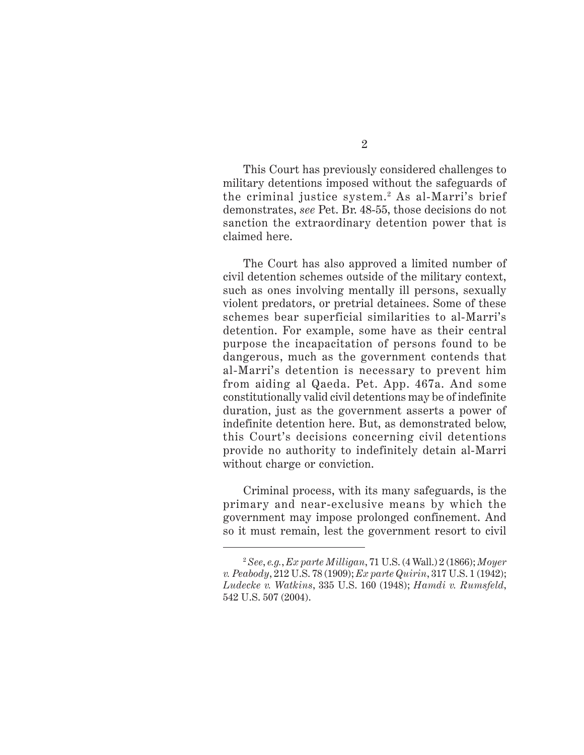This Court has previously considered challenges to military detentions imposed without the safeguards of the criminal justice system.[2] As al-Marri's brief demonstrates, *see* Pet. Br. 48-55, those decisions do not sanction the extraordinary detention power that is claimed here.

The Court has also approved a limited number of civil detention schemes outside of the military context, such as ones involving mentally ill persons, sexually violent predators, or pretrial detainees. Some of these schemes bear superficial similarities to al-Marri's detention. For example, some have as their central purpose the incapacitation of persons found to be dangerous, much as the government contends that al-Marri's detention is necessary to prevent him from aiding al Qaeda. Pet. App. 467a. And some constitutionally valid civil detentions may be of indefinite duration, just as the government asserts a power of indefinite detention here. But, as demonstrated below, this Court's decisions concerning civil detentions provide no authority to indefinitely detain al-Marri without charge or conviction.

Criminal process, with its many safeguards, is the primary and near-exclusive means by which the government may impose prolonged confinement. And so it must remain, lest the government resort to civil

---

[2] *See, e.g.*, *Ex parte Milligan*, 71 U.S. (4 Wall.) 2 (1866); *Moyer v. Peabody*, 212 U.S. 78 (1909); *Ex parte Quirin*, 317 U.S. 1 (1942); *Ludecke v. Watkins*, 335 U.S. 160 (1948); *Hamdi v. Rumsfeld*, 542 U.S. 507 (2004).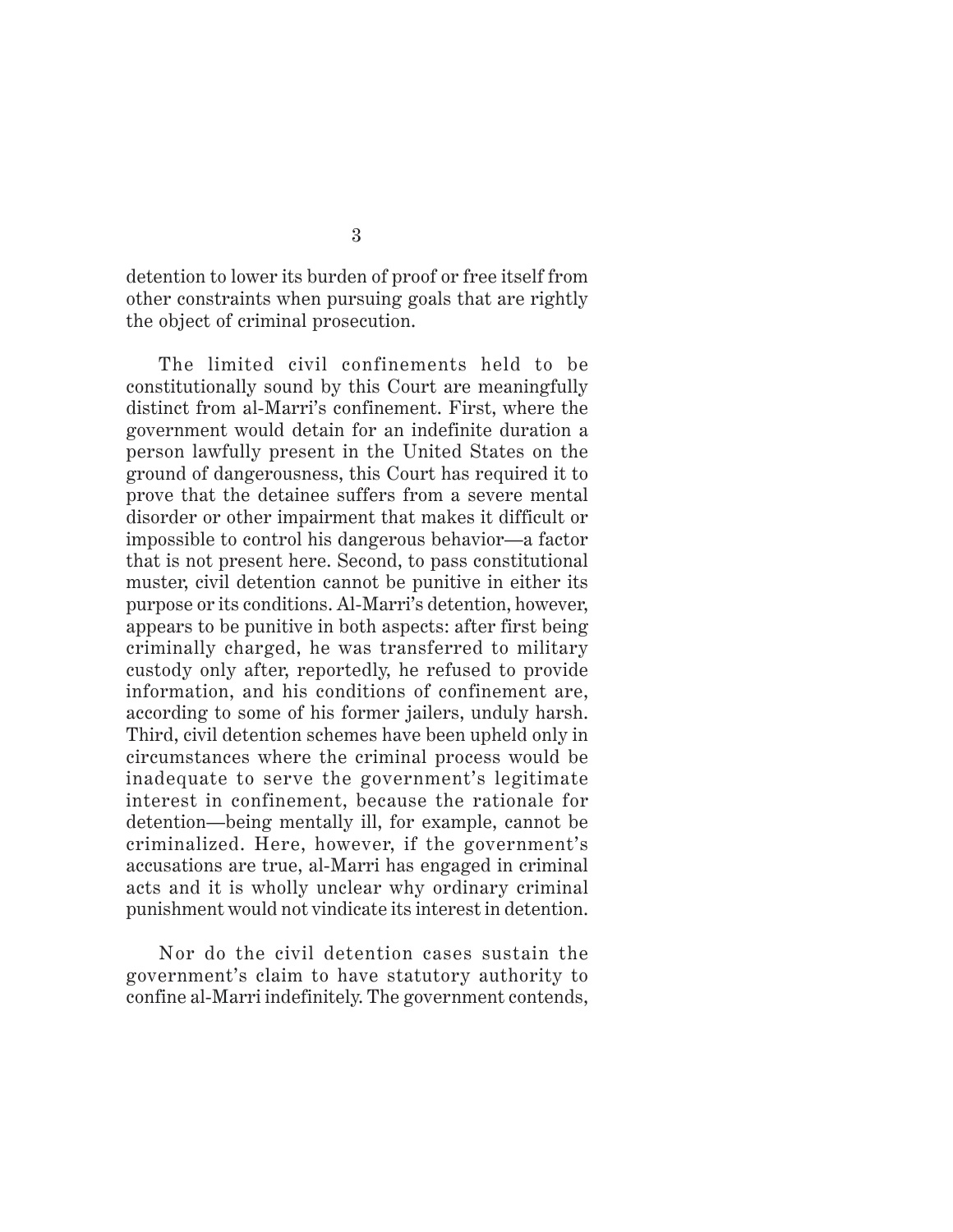detention to lower its burden of proof or free itself from other constraints when pursuing goals that are rightly the object of criminal prosecution.

The limited civil confinements held to be constitutionally sound by this Court are meaningfully distinct from al-Marri's confinement. First, where the government would detain for an indefinite duration a person lawfully present in the United States on the ground of dangerousness, this Court has required it to prove that the detainee suffers from a severe mental disorder or other impairment that makes it difficult or impossible to control his dangerous behavior—a factor that is not present here. Second, to pass constitutional muster, civil detention cannot be punitive in either its purpose or its conditions. Al-Marri's detention, however, appears to be punitive in both aspects: after first being criminally charged, he was transferred to military custody only after, reportedly, he refused to provide information, and his conditions of confinement are, according to some of his former jailers, unduly harsh. Third, civil detention schemes have been upheld only in circumstances where the criminal process would be inadequate to serve the government's legitimate interest in confinement, because the rationale for detention—being mentally ill, for example, cannot be criminalized. Here, however, if the government's accusations are true, al-Marri has engaged in criminal acts and it is wholly unclear why ordinary criminal punishment would not vindicate its interest in detention.

Nor do the civil detention cases sustain the government's claim to have statutory authority to confine al-Marri indefinitely. The government contends,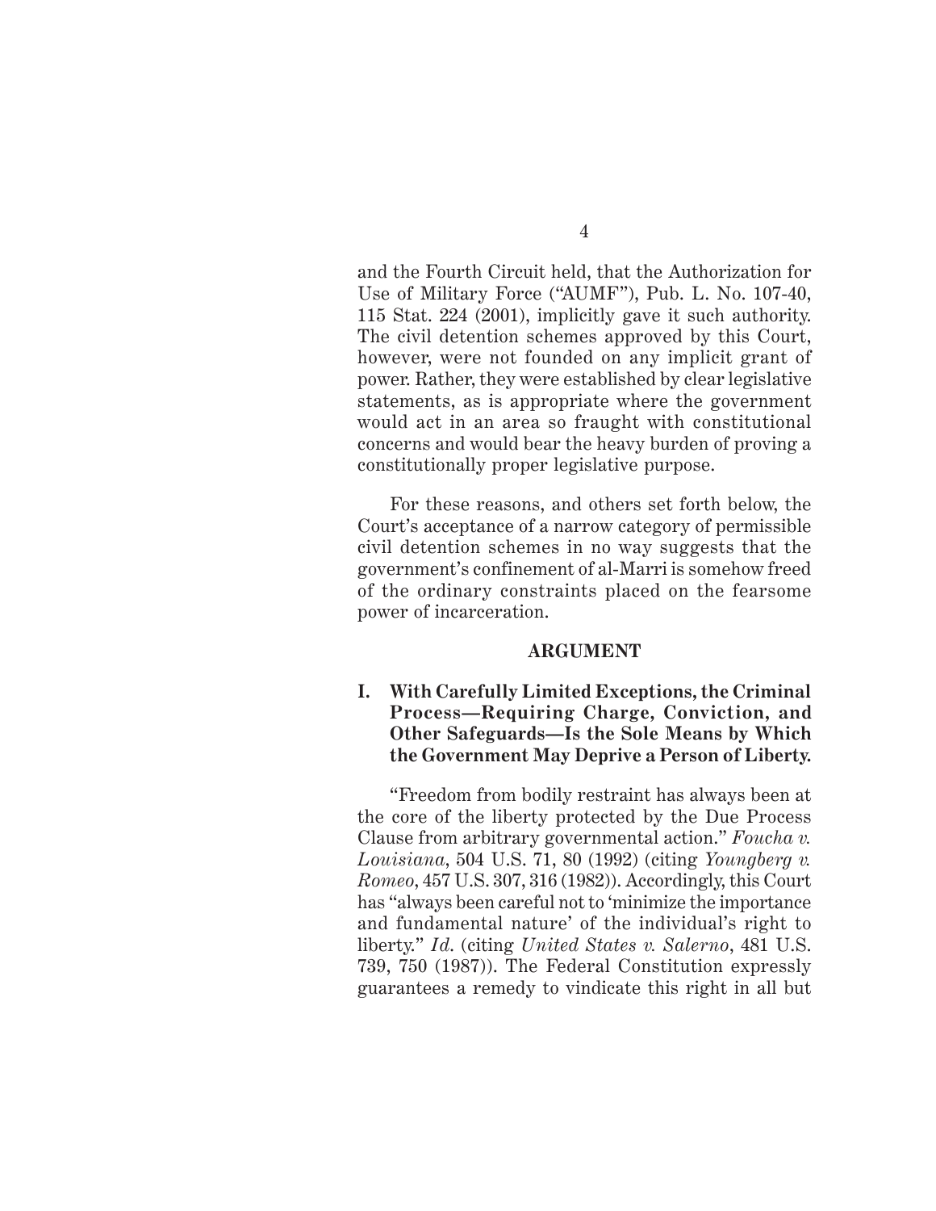and the Fourth Circuit held, that the Authorization for Use of Military Force ("AUMF"), Pub. L. No. 107-40, 115 Stat. 224 (2001), implicitly gave it such authority. The civil detention schemes approved by this Court, however, were not founded on any implicit grant of power. Rather, they were established by clear legislative statements, as is appropriate where the government would act in an area so fraught with constitutional concerns and would bear the heavy burden of proving a constitutionally proper legislative purpose.

For these reasons, and others set forth below, the Court's acceptance of a narrow category of permissible civil detention schemes in no way suggests that the government's confinement of al-Marri is somehow freed of the ordinary constraints placed on the fearsome power of incarceration.

## ARGUMENT

### I. With Carefully Limited Exceptions, the Criminal Process—Requiring Charge, Conviction, and Other Safeguards—Is the Sole Means by Which the Government May Deprive a Person of Liberty.

"Freedom from bodily restraint has always been at the core of the liberty protected by the Due Process Clause from arbitrary governmental action." *Foucha v. Louisiana*, 504 U.S. 71, 80 (1992) (citing *Youngberg v. Romeo*, 457 U.S. 307, 316 (1982)). Accordingly, this Court has "always been careful not to 'minimize the importance and fundamental nature' of the individual's right to liberty." *Id.* (citing *United States v. Salerno*, 481 U.S. 739, 750 (1987)). The Federal Constitution expressly guarantees a remedy to vindicate this right in all but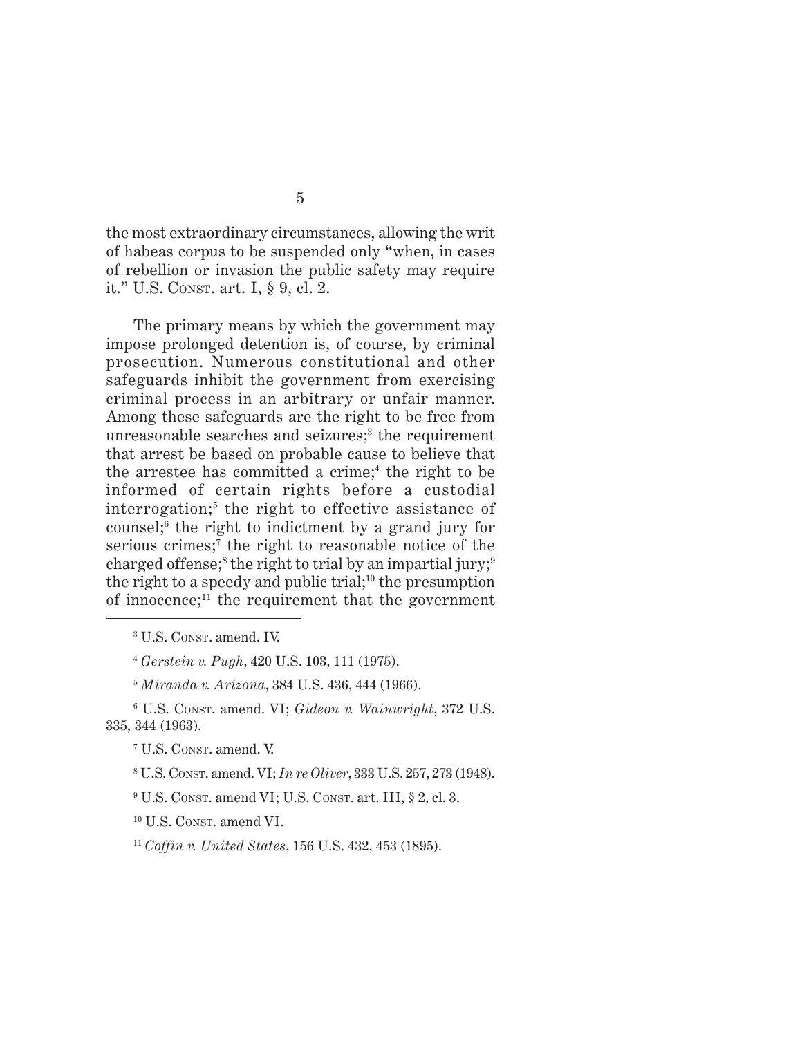the most extraordinary circumstances, allowing the writ of habeas corpus to be suspended only "when, in cases of rebellion or invasion the public safety may require it." U.S. CONST. art. I, § 9, cl. 2.

The primary means by which the government may impose prolonged detention is, of course, by criminal prosecution. Numerous constitutional and other safeguards inhibit the government from exercising criminal process in an arbitrary or unfair manner. Among these safeguards are the right to be free from unreasonable searches and seizures;[3] the requirement that arrest be based on probable cause to believe that the arrestee has committed a crime;[4] the right to be informed of certain rights before a custodial interrogation;[5] the right to effective assistance of counsel;[6] the right to indictment by a grand jury for serious crimes;[7] the right to reasonable notice of the charged offense;[8] the right to trial by an impartial jury;[9] the right to a speedy and public trial;[10] the presumption of innocence;[11] the requirement that the government

---

[3] U.S. CONST. amend. IV.

[4] *Gerstein v. Pugh*, 420 U.S. 103, 111 (1975).

[5] *Miranda v. Arizona*, 384 U.S. 436, 444 (1966).

[6] U.S. CONST. amend. VI; *Gideon v. Wainwright*, 372 U.S. 335, 344 (1963).

[7] U.S. CONST. amend. V.

[8] U.S. CONST. amend. VI; *In re Oliver*, 333 U.S. 257, 273 (1948).

[9] U.S. CONST. amend VI; U.S. CONST. art. III, § 2, cl. 3.

[10] U.S. CONST. amend VI.

[11] *Coffin v. United States*, 156 U.S. 432, 453 (1895).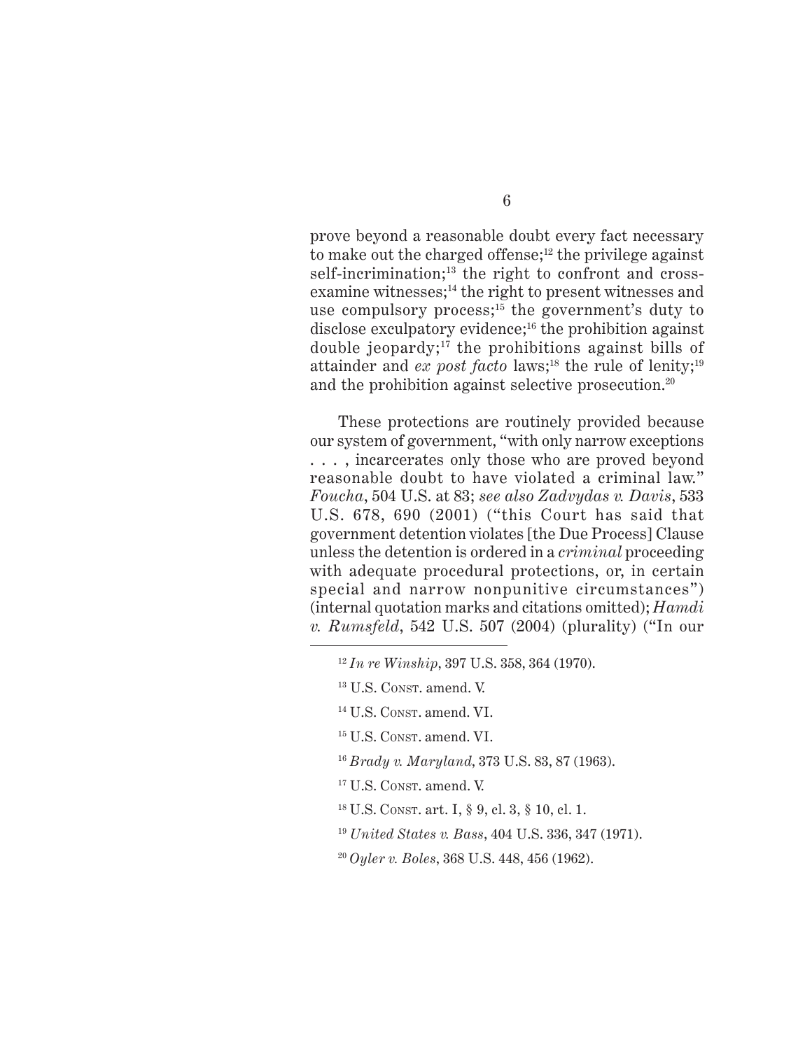prove beyond a reasonable doubt every fact necessary to make out the charged offense;[12] the privilege against self-incrimination;[13] the right to confront and cross-examine witnesses;[14] the right to present witnesses and use compulsory process;[15] the government's duty to disclose exculpatory evidence;[16] the prohibition against double jeopardy;[17] the prohibitions against bills of attainder and *ex post facto* laws;[18] the rule of lenity;[19] and the prohibition against selective prosecution.[20]

These protections are routinely provided because our system of government, "with only narrow exceptions . . . , incarcerates only those who are proved beyond reasonable doubt to have violated a criminal law." *Foucha*, 504 U.S. at 83; *see also Zadvydas v. Davis*, 533 U.S. 678, 690 (2001) ("this Court has said that government detention violates [the Due Process] Clause unless the detention is ordered in a *criminal* proceeding with adequate procedural protections, or, in certain special and narrow nonpunitive circumstances") (internal quotation marks and citations omitted); *Hamdi v. Rumsfeld*, 542 U.S. 507 (2004) (plurality) ("In our

---

[12] *In re Winship*, 397 U.S. 358, 364 (1970).

[13] U.S. Const. amend. V.

[14] U.S. Const. amend. VI.

[15] U.S. Const. amend. VI.

[16] *Brady v. Maryland*, 373 U.S. 83, 87 (1963).

[17] U.S. Const. amend. V.

[18] U.S. Const. art. I, § 9, cl. 3, § 10, cl. 1.

[19] *United States v. Bass*, 404 U.S. 336, 347 (1971).

[20] *Oyler v. Boles*, 368 U.S. 448, 456 (1962).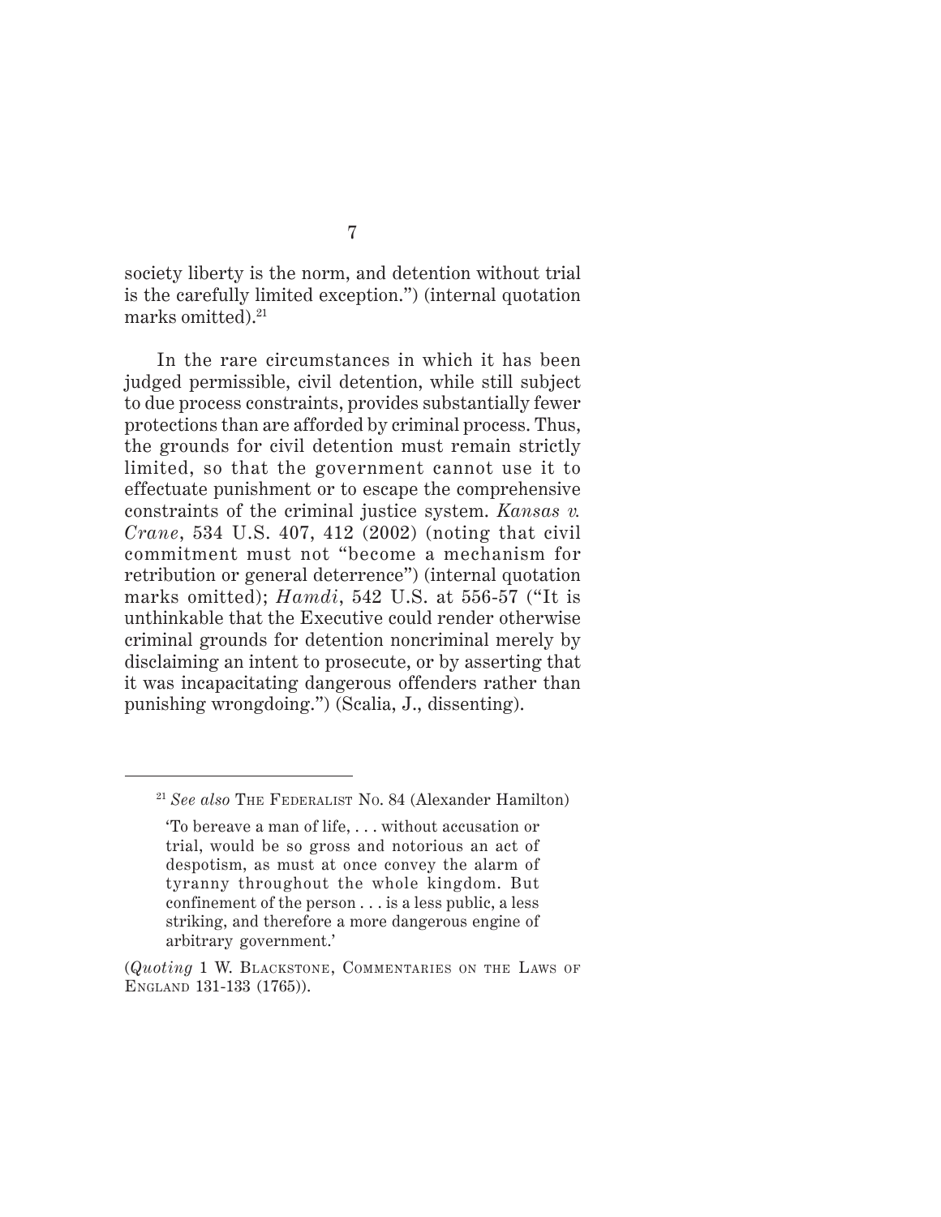society liberty is the norm, and detention without trial is the carefully limited exception.") (internal quotation marks omitted).[21]

In the rare circumstances in which it has been judged permissible, civil detention, while still subject to due process constraints, provides substantially fewer protections than are afforded by criminal process. Thus, the grounds for civil detention must remain strictly limited, so that the government cannot use it to effectuate punishment or to escape the comprehensive constraints of the criminal justice system. *Kansas v. Crane*, 534 U.S. 407, 412 (2002) (noting that civil commitment must not "become a mechanism for retribution or general deterrence") (internal quotation marks omitted); *Hamdi*, 542 U.S. at 556-57 ("It is unthinkable that the Executive could render otherwise criminal grounds for detention noncriminal merely by disclaiming an intent to prosecute, or by asserting that it was incapacitating dangerous offenders rather than punishing wrongdoing.") (Scalia, J., dissenting).

---

[21] *See also* THE FEDERALIST NO. 84 (Alexander Hamilton)

> 'To bereave a man of life, . . . without accusation or trial, would be so gross and notorious an act of despotism, as must at once convey the alarm of tyranny throughout the whole kingdom. But confinement of the person . . . is a less public, a less striking, and therefore a more dangerous engine of arbitrary government.'

(*Quoting* 1 W. BLACKSTONE, COMMENTARIES ON THE LAWS OF ENGLAND 131-133 (1765)).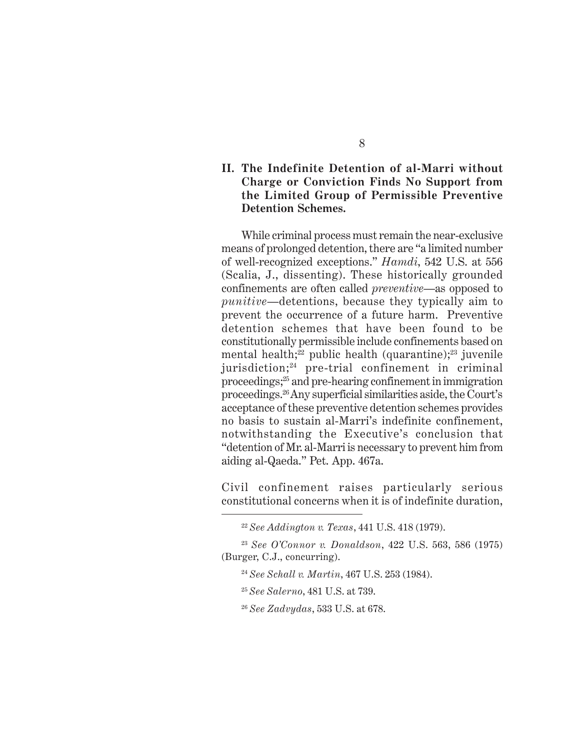## II. The Indefinite Detention of al-Marri without Charge or Conviction Finds No Support from the Limited Group of Permissible Preventive Detention Schemes.

While criminal process must remain the near-exclusive means of prolonged detention, there are "a limited number of well-recognized exceptions." *Hamdi*, 542 U.S. at 556 (Scalia, J., dissenting). These historically grounded confinements are often called *preventive*—as opposed to *punitive*—detentions, because they typically aim to prevent the occurrence of a future harm. Preventive detention schemes that have been found to be constitutionally permissible include confinements based on mental health;[22] public health (quarantine);[23] juvenile jurisdiction;[24] pre-trial confinement in criminal proceedings;[25] and pre-hearing confinement in immigration proceedings.[26] Any superficial similarities aside, the Court's acceptance of these preventive detention schemes provides no basis to sustain al-Marri's indefinite confinement, notwithstanding the Executive's conclusion that "detention of Mr. al-Marri is necessary to prevent him from aiding al-Qaeda." Pet. App. 467a.

Civil confinement raises particularly serious constitutional concerns when it is of indefinite duration,

---

[22] *See Addington v. Texas*, 441 U.S. 418 (1979).

[23] *See O'Connor v. Donaldson*, 422 U.S. 563, 586 (1975) (Burger, C.J., concurring).

[24] *See Schall v. Martin*, 467 U.S. 253 (1984).

[25] *See Salerno*, 481 U.S. at 739.

[26] *See Zadvydas*, 533 U.S. at 678.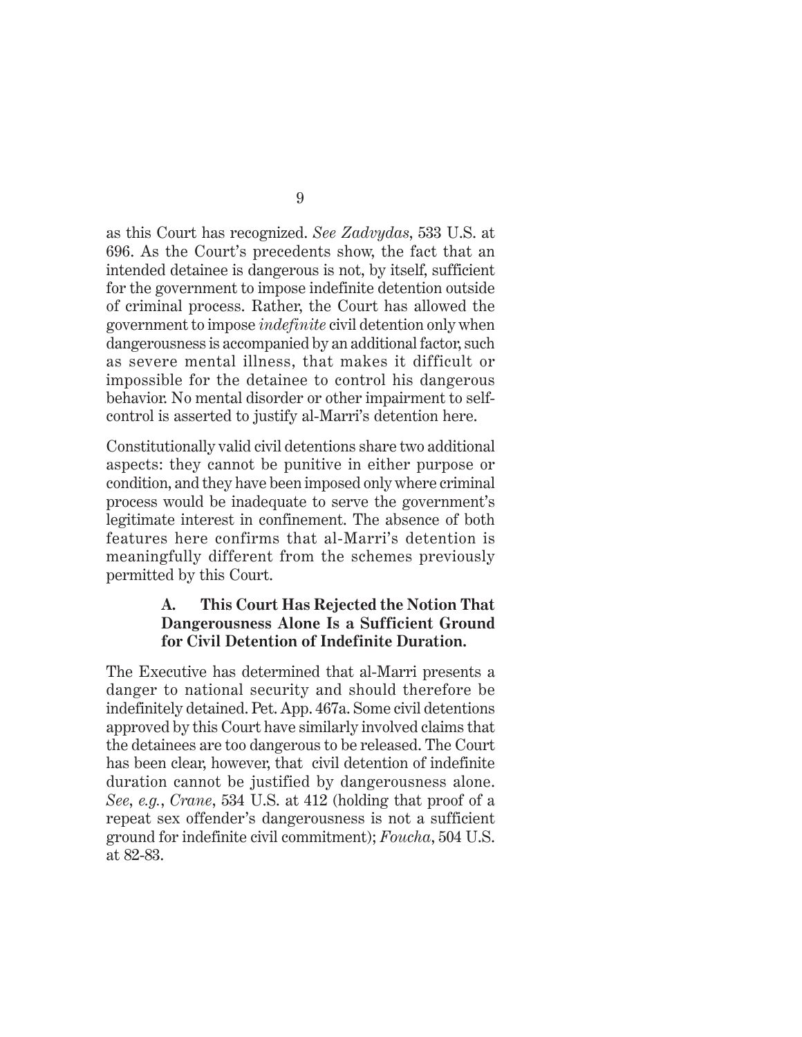as this Court has recognized. *See Zadvydas*, 533 U.S. at 696. As the Court's precedents show, the fact that an intended detainee is dangerous is not, by itself, sufficient for the government to impose indefinite detention outside of criminal process. Rather, the Court has allowed the government to impose *indefinite* civil detention only when dangerousness is accompanied by an additional factor, such as severe mental illness, that makes it difficult or impossible for the detainee to control his dangerous behavior. No mental disorder or other impairment to self-control is asserted to justify al-Marri's detention here.

Constitutionally valid civil detentions share two additional aspects: they cannot be punitive in either purpose or condition, and they have been imposed only where criminal process would be inadequate to serve the government's legitimate interest in confinement. The absence of both features here confirms that al-Marri's detention is meaningfully different from the schemes previously permitted by this Court.

### A. This Court Has Rejected the Notion That Dangerousness Alone Is a Sufficient Ground for Civil Detention of Indefinite Duration.

The Executive has determined that al-Marri presents a danger to national security and should therefore be indefinitely detained. Pet. App. 467a. Some civil detentions approved by this Court have similarly involved claims that the detainees are too dangerous to be released. The Court has been clear, however, that civil detention of indefinite duration cannot be justified by dangerousness alone. *See, e.g.*, *Crane*, 534 U.S. at 412 (holding that proof of a repeat sex offender's dangerousness is not a sufficient ground for indefinite civil commitment); *Foucha*, 504 U.S. at 82-83.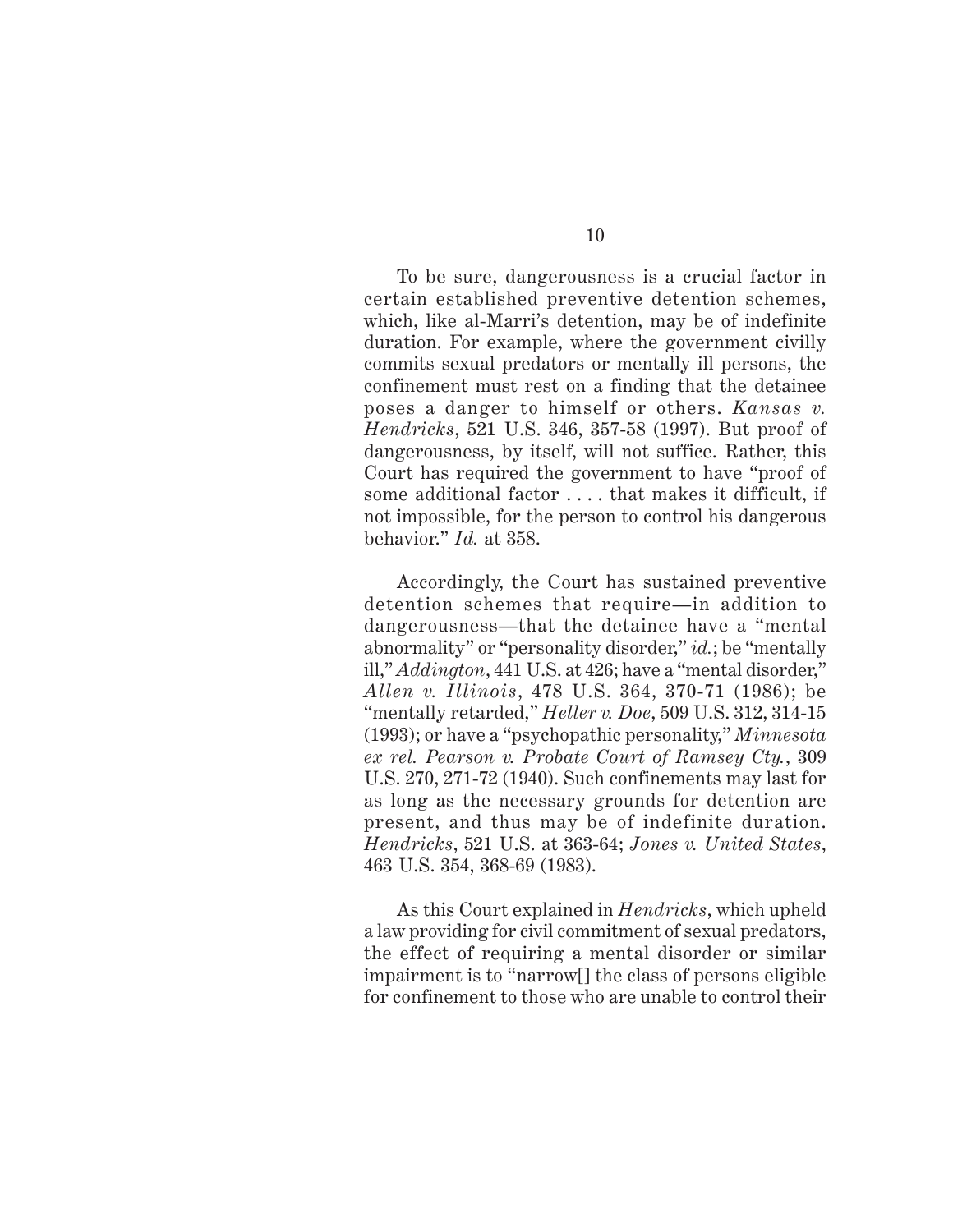To be sure, dangerousness is a crucial factor in certain established preventive detention schemes, which, like al-Marri's detention, may be of indefinite duration. For example, where the government civilly commits sexual predators or mentally ill persons, the confinement must rest on a finding that the detainee poses a danger to himself or others. *Kansas v. Hendricks*, 521 U.S. 346, 357-58 (1997). But proof of dangerousness, by itself, will not suffice. Rather, this Court has required the government to have "proof of some additional factor . . . . that makes it difficult, if not impossible, for the person to control his dangerous behavior." *Id.* at 358.

Accordingly, the Court has sustained preventive detention schemes that require—in addition to dangerousness—that the detainee have a "mental abnormality" or "personality disorder," *id.*; be "mentally ill," *Addington*, 441 U.S. at 426; have a "mental disorder," *Allen v. Illinois*, 478 U.S. 364, 370-71 (1986); be "mentally retarded," *Heller v. Doe*, 509 U.S. 312, 314-15 (1993); or have a "psychopathic personality," *Minnesota ex rel. Pearson v. Probate Court of Ramsey Cty.*, 309 U.S. 270, 271-72 (1940). Such confinements may last for as long as the necessary grounds for detention are present, and thus may be of indefinite duration. *Hendricks*, 521 U.S. at 363-64; *Jones v. United States*, 463 U.S. 354, 368-69 (1983).

As this Court explained in *Hendricks*, which upheld a law providing for civil commitment of sexual predators, the effect of requiring a mental disorder or similar impairment is to "narrow[] the class of persons eligible for confinement to those who are unable to control their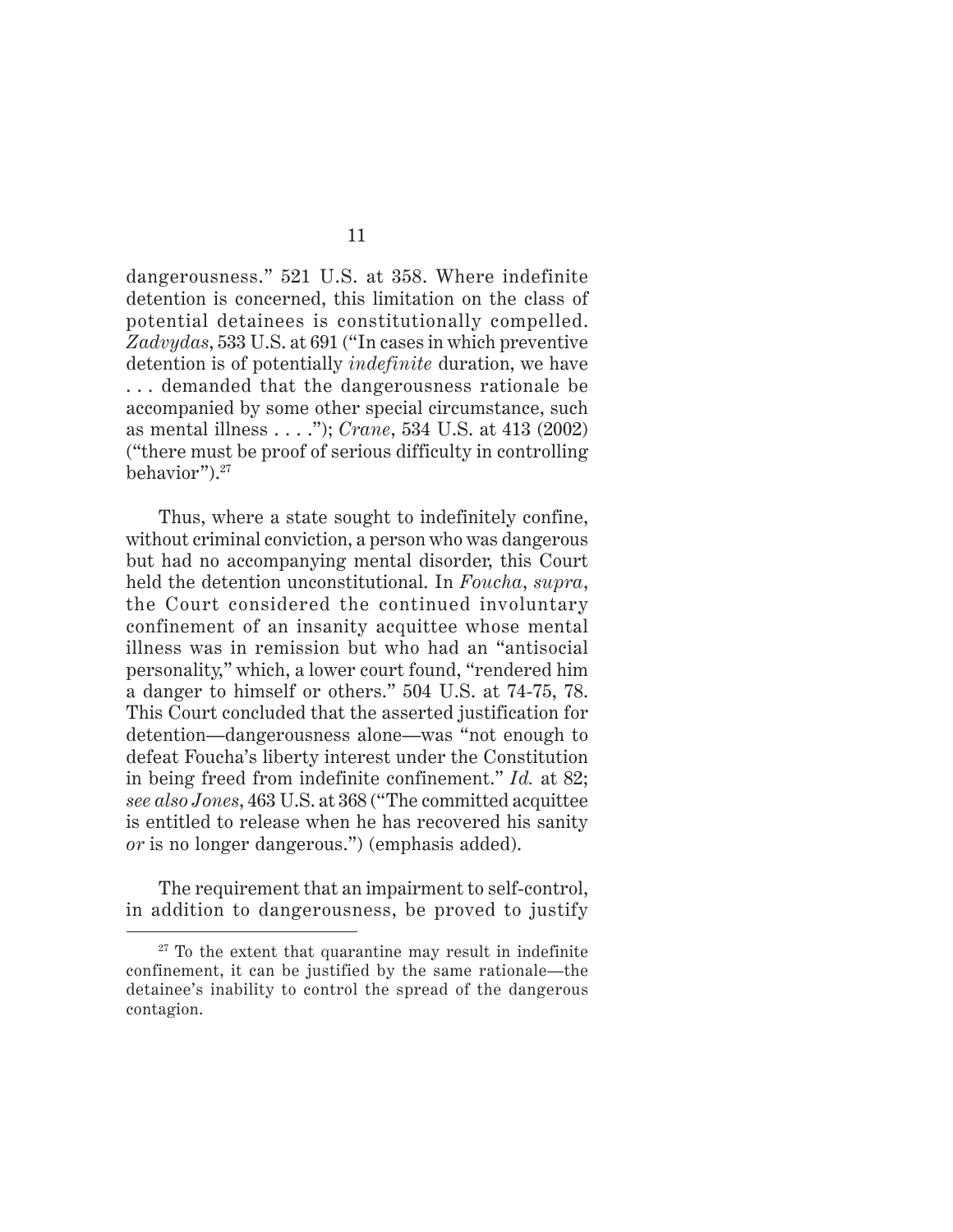dangerousness." 521 U.S. at 358. Where indefinite detention is concerned, this limitation on the class of potential detainees is constitutionally compelled. *Zadvydas*, 533 U.S. at 691 ("In cases in which preventive detention is of potentially *indefinite* duration, we have . . . demanded that the dangerousness rationale be accompanied by some other special circumstance, such as mental illness . . . ."); *Crane*, 534 U.S. at 413 (2002) ("there must be proof of serious difficulty in controlling behavior").[27]

Thus, where a state sought to indefinitely confine, without criminal conviction, a person who was dangerous but had no accompanying mental disorder, this Court held the detention unconstitutional. In *Foucha*, *supra*, the Court considered the continued involuntary confinement of an insanity acquittee whose mental illness was in remission but who had an "antisocial personality," which, a lower court found, "rendered him a danger to himself or others." 504 U.S. at 74-75, 78. This Court concluded that the asserted justification for detention—dangerousness alone—was "not enough to defeat Foucha's liberty interest under the Constitution in being freed from indefinite confinement." *Id.* at 82; *see also Jones*, 463 U.S. at 368 ("The committed acquittee is entitled to release when he has recovered his sanity *or* is no longer dangerous.") (emphasis added).

The requirement that an impairment to self-control, in addition to dangerousness, be proved to justify

---

[27] To the extent that quarantine may result in indefinite confinement, it can be justified by the same rationale—the detainee's inability to control the spread of the dangerous contagion.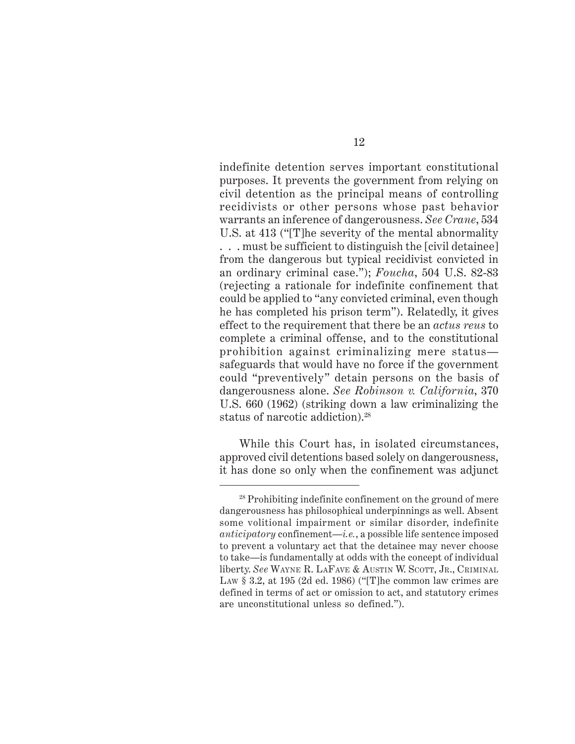indefinite detention serves important constitutional purposes. It prevents the government from relying on civil detention as the principal means of controlling recidivists or other persons whose past behavior warrants an inference of dangerousness. *See Crane*, 534 U.S. at 413 ("[T]he severity of the mental abnormality . . . must be sufficient to distinguish the [civil detainee] from the dangerous but typical recidivist convicted in an ordinary criminal case."); *Foucha*, 504 U.S. 82-83 (rejecting a rationale for indefinite confinement that could be applied to "any convicted criminal, even though he has completed his prison term"). Relatedly, it gives effect to the requirement that there be an *actus reus* to complete a criminal offense, and to the constitutional prohibition against criminalizing mere status—safeguards that would have no force if the government could "preventively" detain persons on the basis of dangerousness alone. *See Robinson v. California*, 370 U.S. 660 (1962) (striking down a law criminalizing the status of narcotic addiction).[28]

While this Court has, in isolated circumstances, approved civil detentions based solely on dangerousness, it has done so only when the confinement was adjunct

---

[28] Prohibiting indefinite confinement on the ground of mere dangerousness has philosophical underpinnings as well. Absent some volitional impairment or similar disorder, indefinite *anticipatory* confinement—*i.e.*, a possible life sentence imposed to prevent a voluntary act that the detainee may never choose to take—is fundamentally at odds with the concept of individual liberty. *See* Wayne R. LaFave & Austin W. Scott, Jr., Criminal Law § 3.2, at 195 (2d ed. 1986) ("[T]he common law crimes are defined in terms of act or omission to act, and statutory crimes are unconstitutional unless so defined.").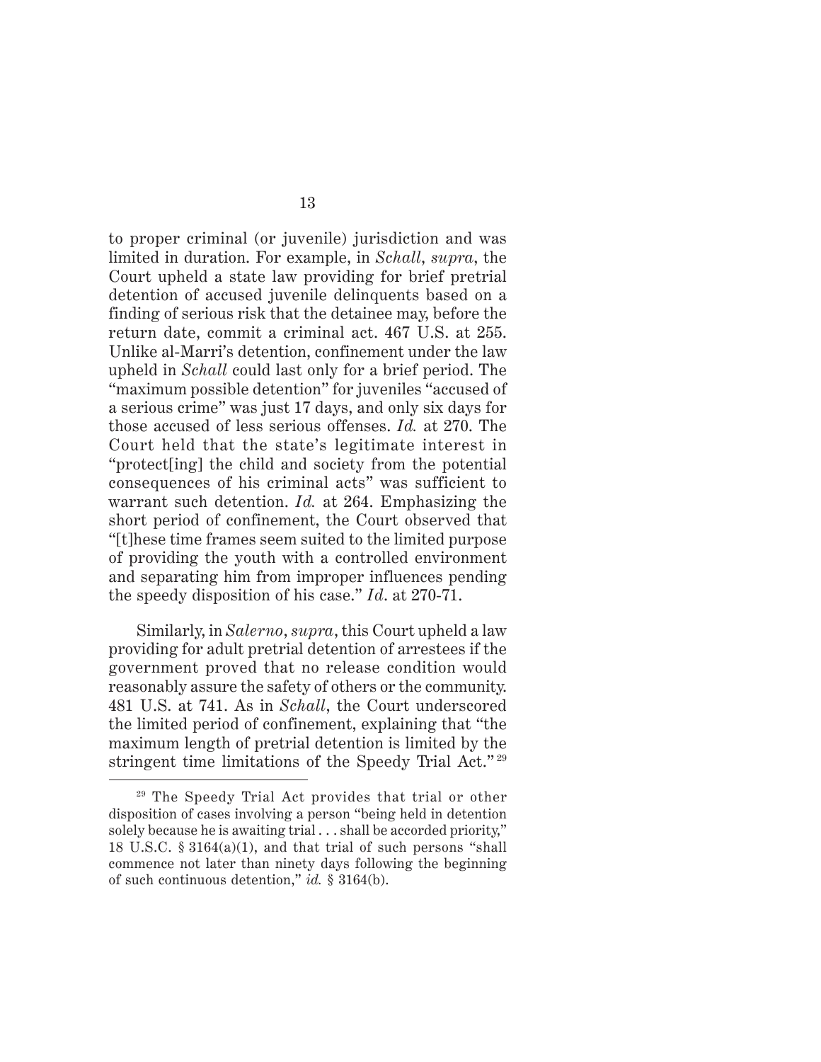to proper criminal (or juvenile) jurisdiction and was limited in duration. For example, in *Schall*, *supra*, the Court upheld a state law providing for brief pretrial detention of accused juvenile delinquents based on a finding of serious risk that the detainee may, before the return date, commit a criminal act. 467 U.S. at 255. Unlike al-Marri's detention, confinement under the law upheld in *Schall* could last only for a brief period. The "maximum possible detention" for juveniles "accused of a serious crime" was just 17 days, and only six days for those accused of less serious offenses. *Id.* at 270. The Court held that the state's legitimate interest in "protect[ing] the child and society from the potential consequences of his criminal acts" was sufficient to warrant such detention. *Id.* at 264. Emphasizing the short period of confinement, the Court observed that "[t]hese time frames seem suited to the limited purpose of providing the youth with a controlled environment and separating him from improper influences pending the speedy disposition of his case." *Id*. at 270-71.

Similarly, in *Salerno*, *supra*, this Court upheld a law providing for adult pretrial detention of arrestees if the government proved that no release condition would reasonably assure the safety of others or the community. 481 U.S. at 741. As in *Schall*, the Court underscored the limited period of confinement, explaining that "the maximum length of pretrial detention is limited by the stringent time limitations of the Speedy Trial Act."[29]

---

[29] The Speedy Trial Act provides that trial or other disposition of cases involving a person "being held in detention solely because he is awaiting trial . . . shall be accorded priority," 18 U.S.C. § 3164(a)(1), and that trial of such persons "shall commence not later than ninety days following the beginning of such continuous detention," *id.* § 3164(b).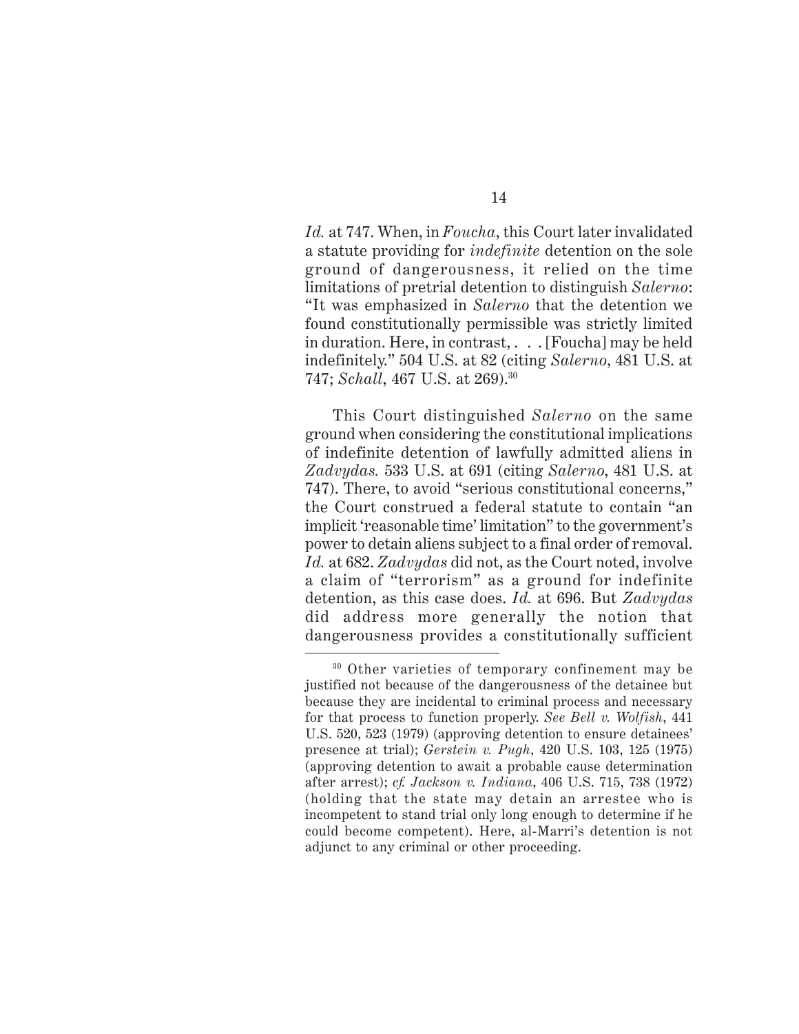*Id.* at 747. When, in *Foucha*, this Court later invalidated a statute providing for *indefinite* detention on the sole ground of dangerousness, it relied on the time limitations of pretrial detention to distinguish *Salerno*: "It was emphasized in *Salerno* that the detention we found constitutionally permissible was strictly limited in duration. Here, in contrast, . . . [Foucha] may be held indefinitely." 504 U.S. at 82 (citing *Salerno*, 481 U.S. at 747; *Schall*, 467 U.S. at 269).[30]

This Court distinguished *Salerno* on the same ground when considering the constitutional implications of indefinite detention of lawfully admitted aliens in *Zadvydas.* 533 U.S. at 691 (citing *Salerno*, 481 U.S. at 747). There, to avoid "serious constitutional concerns," the Court construed a federal statute to contain "an implicit 'reasonable time' limitation" to the government's power to detain aliens subject to a final order of removal. *Id.* at 682. *Zadvydas* did not, as the Court noted, involve a claim of "terrorism" as a ground for indefinite detention, as this case does. *Id.* at 696. But *Zadvydas* did address more generally the notion that dangerousness provides a constitutionally sufficient

---

[30] Other varieties of temporary confinement may be justified not because of the dangerousness of the detainee but because they are incidental to criminal process and necessary for that process to function properly. *See Bell v. Wolfish*, 441 U.S. 520, 523 (1979) (approving detention to ensure detainees' presence at trial); *Gerstein v. Pugh*, 420 U.S. 103, 125 (1975) (approving detention to await a probable cause determination after arrest); *cf. Jackson v. Indiana*, 406 U.S. 715, 738 (1972) (holding that the state may detain an arrestee who is incompetent to stand trial only long enough to determine if he could become competent). Here, al-Marri's detention is not adjunct to any criminal or other proceeding.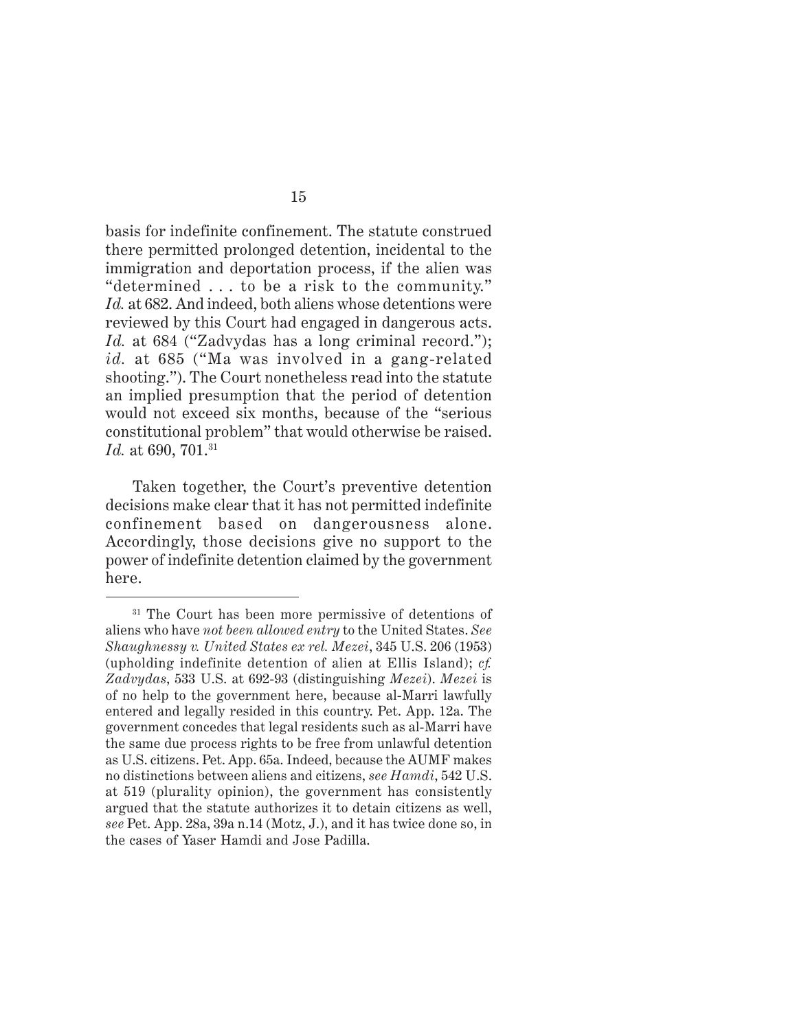basis for indefinite confinement. The statute construed there permitted prolonged detention, incidental to the immigration and deportation process, if the alien was "determined . . . to be a risk to the community." *Id.* at 682. And indeed, both aliens whose detentions were reviewed by this Court had engaged in dangerous acts. *Id.* at 684 ("Zadvydas has a long criminal record."); *id.* at 685 ("Ma was involved in a gang-related shooting."). The Court nonetheless read into the statute an implied presumption that the period of detention would not exceed six months, because of the "serious constitutional problem" that would otherwise be raised. *Id.* at 690, 701.[31]

Taken together, the Court's preventive detention decisions make clear that it has not permitted indefinite confinement based on dangerousness alone. Accordingly, those decisions give no support to the power of indefinite detention claimed by the government here.

---

[31] The Court has been more permissive of detentions of aliens who have *not been allowed entry* to the United States. *See Shaughnessy v. United States ex rel. Mezei*, 345 U.S. 206 (1953) (upholding indefinite detention of alien at Ellis Island); *cf. Zadvydas*, 533 U.S. at 692-93 (distinguishing *Mezei*). *Mezei* is of no help to the government here, because al-Marri lawfully entered and legally resided in this country. Pet. App. 12a. The government concedes that legal residents such as al-Marri have the same due process rights to be free from unlawful detention as U.S. citizens. Pet. App. 65a. Indeed, because the AUMF makes no distinctions between aliens and citizens, *see Hamdi*, 542 U.S. at 519 (plurality opinion), the government has consistently argued that the statute authorizes it to detain citizens as well, *see* Pet. App. 28a, 39a n.14 (Motz, J.), and it has twice done so, in the cases of Yaser Hamdi and Jose Padilla.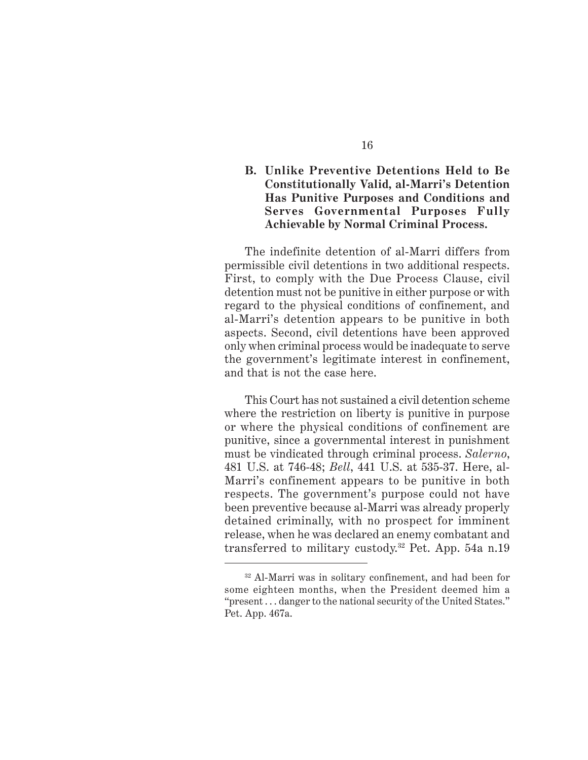### B. Unlike Preventive Detentions Held to Be Constitutionally Valid, al-Marri's Detention Has Punitive Purposes and Conditions and Serves Governmental Purposes Fully Achievable by Normal Criminal Process.

The indefinite detention of al-Marri differs from permissible civil detentions in two additional respects. First, to comply with the Due Process Clause, civil detention must not be punitive in either purpose or with regard to the physical conditions of confinement, and al-Marri's detention appears to be punitive in both aspects. Second, civil detentions have been approved only when criminal process would be inadequate to serve the government's legitimate interest in confinement, and that is not the case here.

This Court has not sustained a civil detention scheme where the restriction on liberty is punitive in purpose or where the physical conditions of confinement are punitive, since a governmental interest in punishment must be vindicated through criminal process. *Salerno*, 481 U.S. at 746-48; *Bell*, 441 U.S. at 535-37. Here, al-Marri's confinement appears to be punitive in both respects. The government's purpose could not have been preventive because al-Marri was already properly detained criminally, with no prospect for imminent release, when he was declared an enemy combatant and transferred to military custody.[32] Pet. App. 54a n.19

---

[32] Al-Marri was in solitary confinement, and had been for some eighteen months, when the President deemed him a "present . . . danger to the national security of the United States." Pet. App. 467a.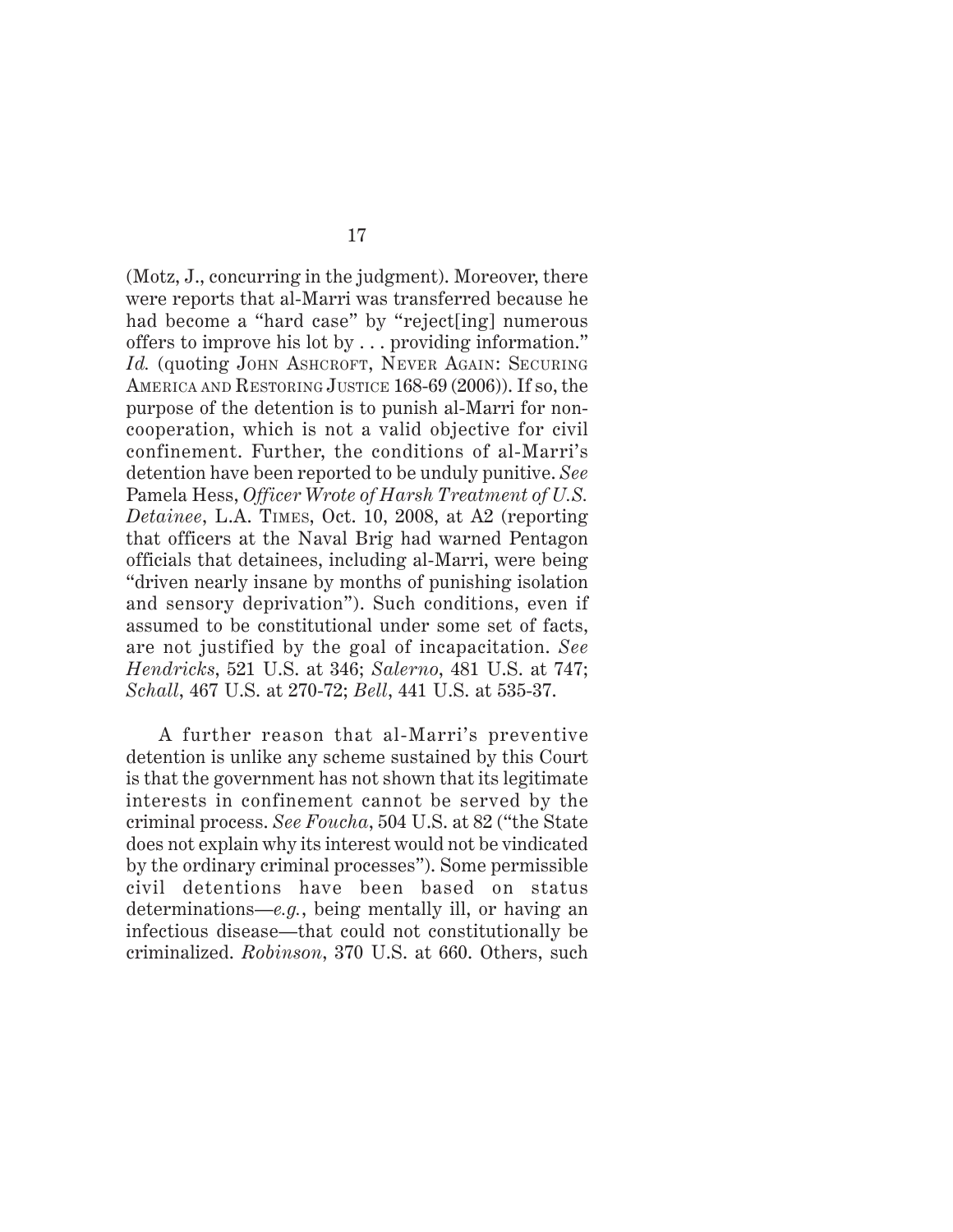(Motz, J., concurring in the judgment). Moreover, there were reports that al-Marri was transferred because he had become a "hard case" by "reject[ing] numerous offers to improve his lot by . . . providing information." *Id.* (quoting JOHN ASHCROFT, NEVER AGAIN: SECURING AMERICA AND RESTORING JUSTICE 168-69 (2006)). If so, the purpose of the detention is to punish al-Marri for non-cooperation, which is not a valid objective for civil confinement. Further, the conditions of al-Marri's detention have been reported to be unduly punitive. *See* Pamela Hess, *Officer Wrote of Harsh Treatment of U.S. Detainee*, L.A. TIMES, Oct. 10, 2008, at A2 (reporting that officers at the Naval Brig had warned Pentagon officials that detainees, including al-Marri, were being "driven nearly insane by months of punishing isolation and sensory deprivation"). Such conditions, even if assumed to be constitutional under some set of facts, are not justified by the goal of incapacitation. *See Hendricks*, 521 U.S. at 346; *Salerno*, 481 U.S. at 747; *Schall*, 467 U.S. at 270-72; *Bell*, 441 U.S. at 535-37.

A further reason that al-Marri's preventive detention is unlike any scheme sustained by this Court is that the government has not shown that its legitimate interests in confinement cannot be served by the criminal process. *See Foucha*, 504 U.S. at 82 ("the State does not explain why its interest would not be vindicated by the ordinary criminal processes"). Some permissible civil detentions have been based on status determinations—*e.g.*, being mentally ill, or having an infectious disease—that could not constitutionally be criminalized. *Robinson*, 370 U.S. at 660. Others, such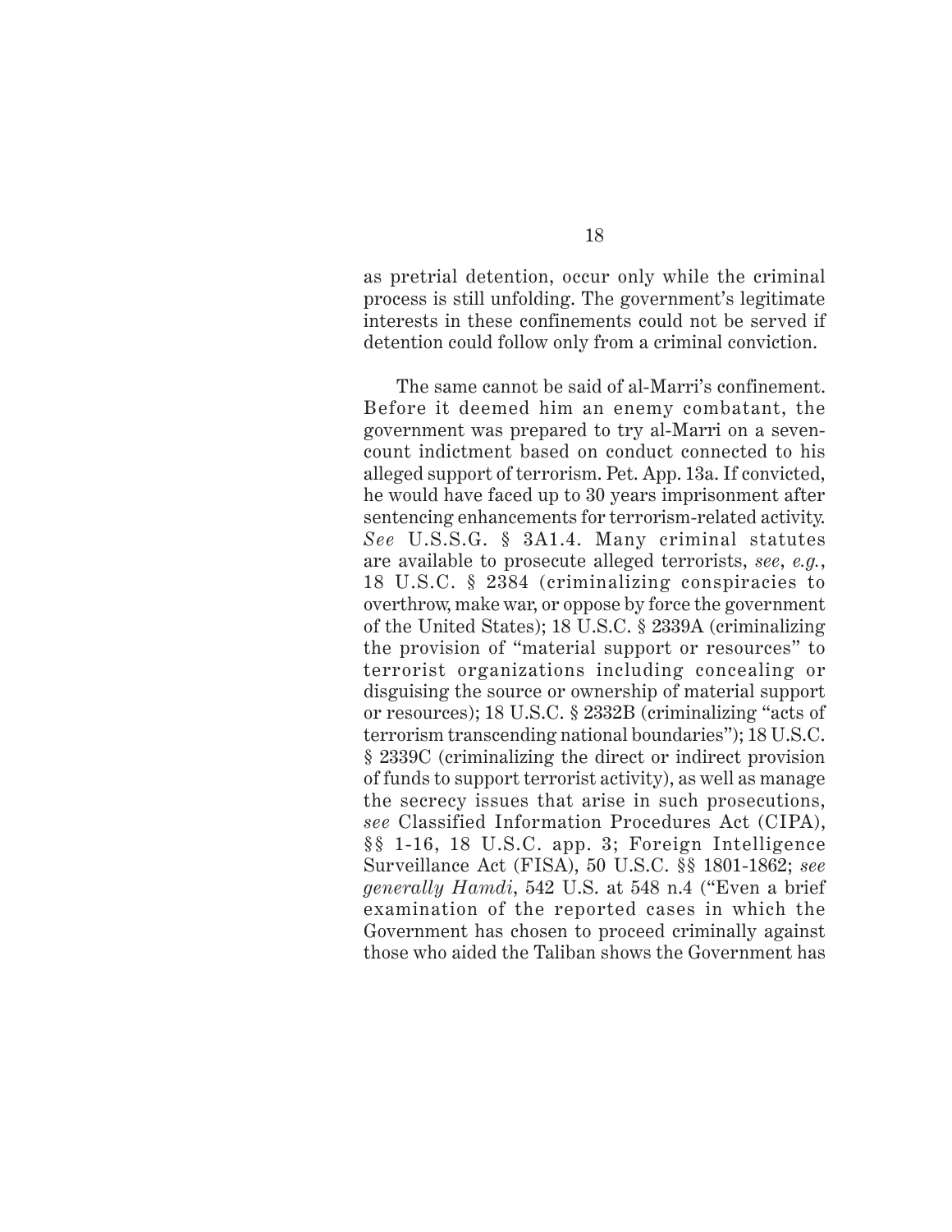as pretrial detention, occur only while the criminal process is still unfolding. The government's legitimate interests in these confinements could not be served if detention could follow only from a criminal conviction.

The same cannot be said of al-Marri's confinement. Before it deemed him an enemy combatant, the government was prepared to try al-Marri on a seven-count indictment based on conduct connected to his alleged support of terrorism. Pet. App. 13a. If convicted, he would have faced up to 30 years imprisonment after sentencing enhancements for terrorism-related activity. *See* U.S.S.G. § 3A1.4. Many criminal statutes are available to prosecute alleged terrorists, *see*, *e.g.*, 18 U.S.C. § 2384 (criminalizing conspiracies to overthrow, make war, or oppose by force the government of the United States); 18 U.S.C. § 2339A (criminalizing the provision of "material support or resources" to terrorist organizations including concealing or disguising the source or ownership of material support or resources); 18 U.S.C. § 2332B (criminalizing "acts of terrorism transcending national boundaries"); 18 U.S.C. § 2339C (criminalizing the direct or indirect provision of funds to support terrorist activity), as well as manage the secrecy issues that arise in such prosecutions, *see* Classified Information Procedures Act (CIPA), §§ 1-16, 18 U.S.C. app. 3; Foreign Intelligence Surveillance Act (FISA), 50 U.S.C. §§ 1801-1862; *see generally Hamdi*, 542 U.S. at 548 n.4 ("Even a brief examination of the reported cases in which the Government has chosen to proceed criminally against those who aided the Taliban shows the Government has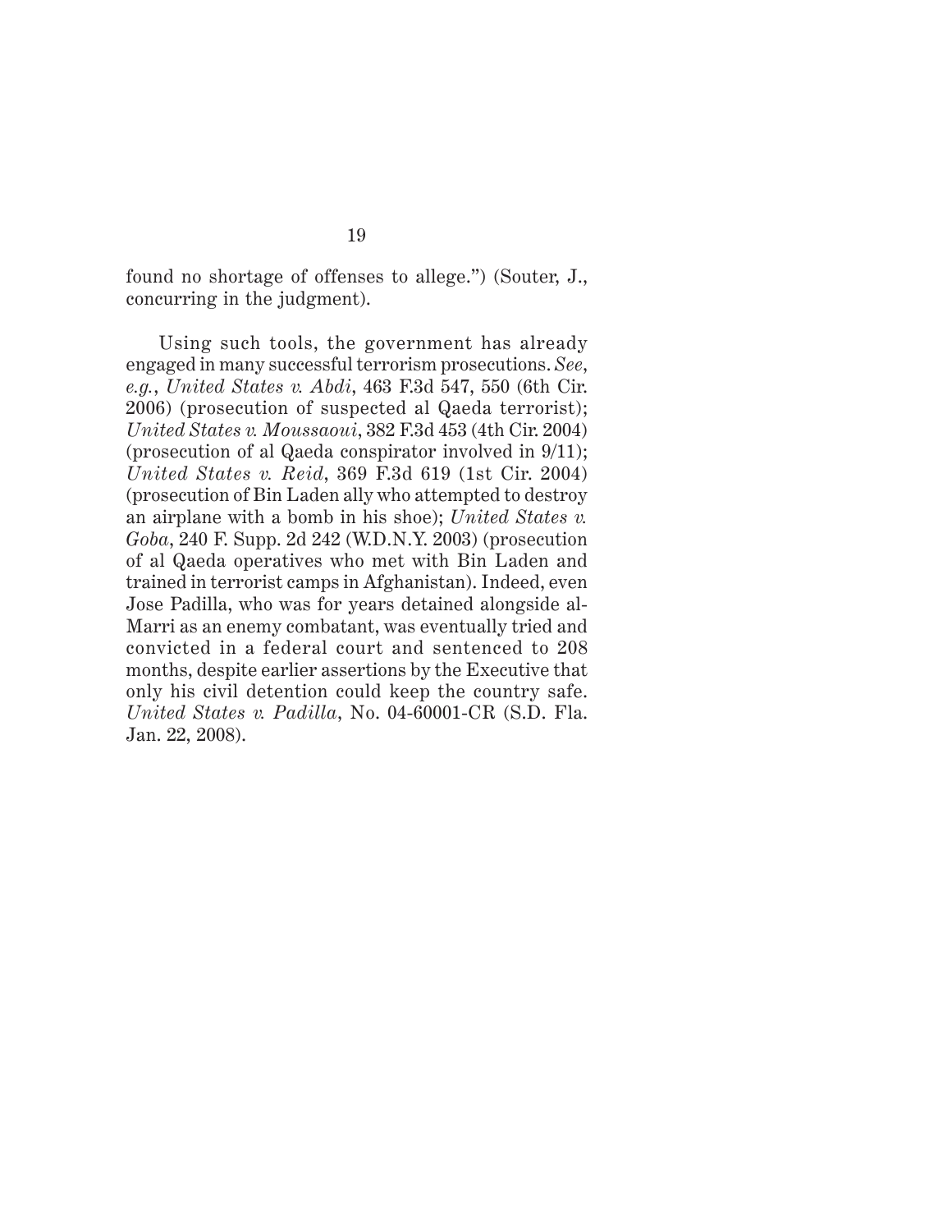found no shortage of offenses to allege.") (Souter, J., concurring in the judgment).

Using such tools, the government has already engaged in many successful terrorism prosecutions. *See, e.g.*, *United States v. Abdi*, 463 F.3d 547, 550 (6th Cir. 2006) (prosecution of suspected al Qaeda terrorist); *United States v. Moussaoui*, 382 F.3d 453 (4th Cir. 2004) (prosecution of al Qaeda conspirator involved in 9/11); *United States v. Reid*, 369 F.3d 619 (1st Cir. 2004) (prosecution of Bin Laden ally who attempted to destroy an airplane with a bomb in his shoe); *United States v. Goba*, 240 F. Supp. 2d 242 (W.D.N.Y. 2003) (prosecution of al Qaeda operatives who met with Bin Laden and trained in terrorist camps in Afghanistan). Indeed, even Jose Padilla, who was for years detained alongside al-Marri as an enemy combatant, was eventually tried and convicted in a federal court and sentenced to 208 months, despite earlier assertions by the Executive that only his civil detention could keep the country safe. *United States v. Padilla*, No. 04-60001-CR (S.D. Fla. Jan. 22, 2008).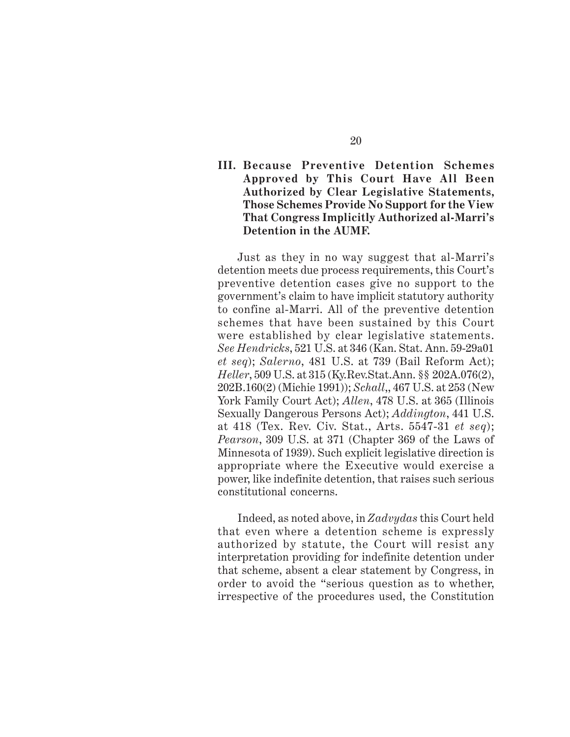### III. Because Preventive Detention Schemes Approved by This Court Have All Been Authorized by Clear Legislative Statements, Those Schemes Provide No Support for the View That Congress Implicitly Authorized al-Marri's Detention in the AUMF.

Just as they in no way suggest that al-Marri's detention meets due process requirements, this Court's preventive detention cases give no support to the government's claim to have implicit statutory authority to confine al-Marri. All of the preventive detention schemes that have been sustained by this Court were established by clear legislative statements. *See Hendricks*, 521 U.S. at 346 (Kan. Stat. Ann. 59-29a01 *et seq*); *Salerno*, 481 U.S. at 739 (Bail Reform Act); *Heller*, 509 U.S. at 315 (Ky.Rev.Stat.Ann. §§ 202A.076(2), 202B.160(2) (Michie 1991)); *Schall*,, 467 U.S. at 253 (New York Family Court Act); *Allen*, 478 U.S. at 365 (Illinois Sexually Dangerous Persons Act); *Addington*, 441 U.S. at 418 (Tex. Rev. Civ. Stat., Arts. 5547-31 *et seq*); *Pearson*, 309 U.S. at 371 (Chapter 369 of the Laws of Minnesota of 1939). Such explicit legislative direction is appropriate where the Executive would exercise a power, like indefinite detention, that raises such serious constitutional concerns.

Indeed, as noted above, in *Zadvydas* this Court held that even where a detention scheme is expressly authorized by statute, the Court will resist any interpretation providing for indefinite detention under that scheme, absent a clear statement by Congress, in order to avoid the "serious question as to whether, irrespective of the procedures used, the Constitution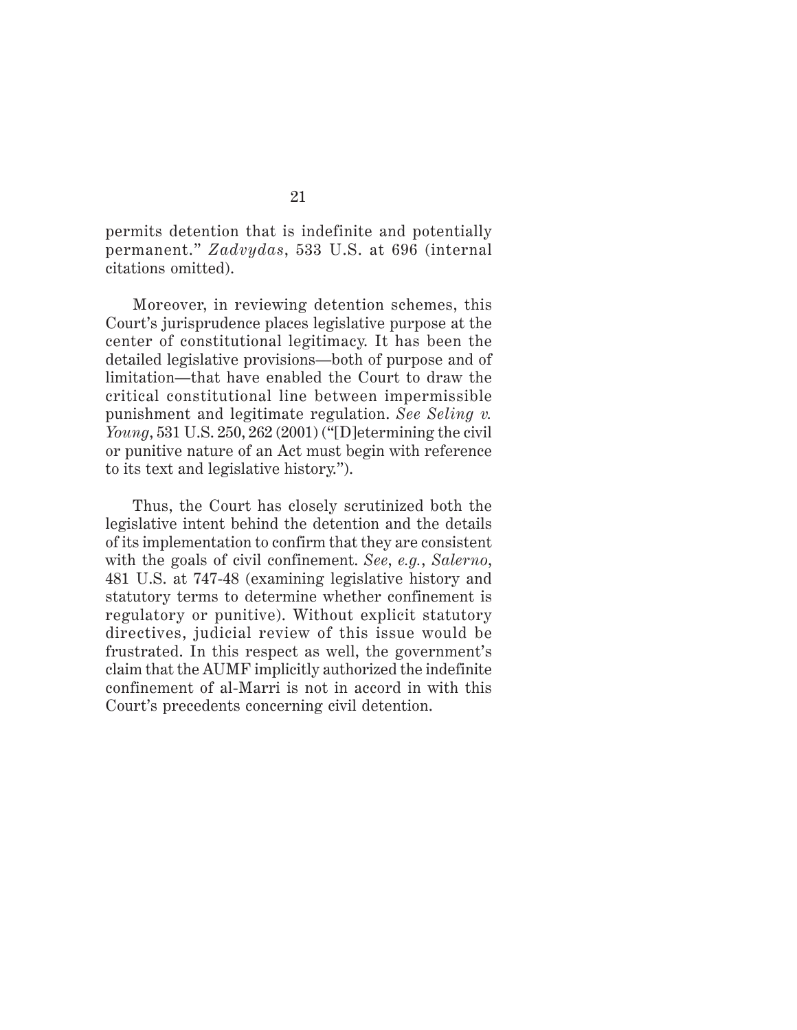permits detention that is indefinite and potentially permanent." *Zadvydas*, 533 U.S. at 696 (internal citations omitted).

Moreover, in reviewing detention schemes, this Court's jurisprudence places legislative purpose at the center of constitutional legitimacy. It has been the detailed legislative provisions—both of purpose and of limitation—that have enabled the Court to draw the critical constitutional line between impermissible punishment and legitimate regulation. *See Seling v. Young*, 531 U.S. 250, 262 (2001) ("[D]etermining the civil or punitive nature of an Act must begin with reference to its text and legislative history.").

Thus, the Court has closely scrutinized both the legislative intent behind the detention and the details of its implementation to confirm that they are consistent with the goals of civil confinement. *See, e.g.*, *Salerno*, 481 U.S. at 747-48 (examining legislative history and statutory terms to determine whether confinement is regulatory or punitive). Without explicit statutory directives, judicial review of this issue would be frustrated. In this respect as well, the government's claim that the AUMF implicitly authorized the indefinite confinement of al-Marri is not in accord in with this Court's precedents concerning civil detention.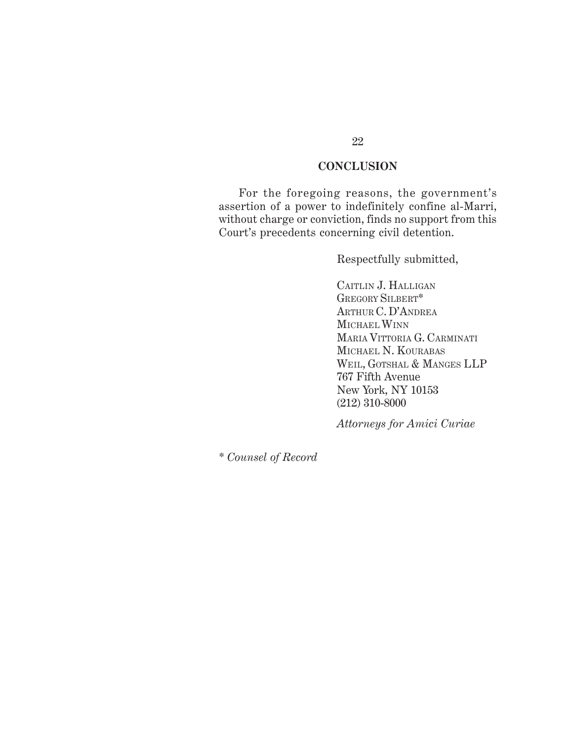## CONCLUSION

For the foregoing reasons, the government's assertion of a power to indefinitely confine al-Marri, without charge or conviction, finds no support from this Court's precedents concerning civil detention.

Respectfully submitted,

CAITLIN J. HALLIGAN
GREGORY SILBERT*
ARTHUR C. D'ANDREA
MICHAEL WINN
MARIA VITTORIA G. CARMINATI
MICHAEL N. KOURABAS
WEIL, GOTSHAL & MANGES LLP
767 Fifth Avenue
New York, NY 10153
(212) 310-8000

*Attorneys for Amici Curiae*

\* *Counsel of Record*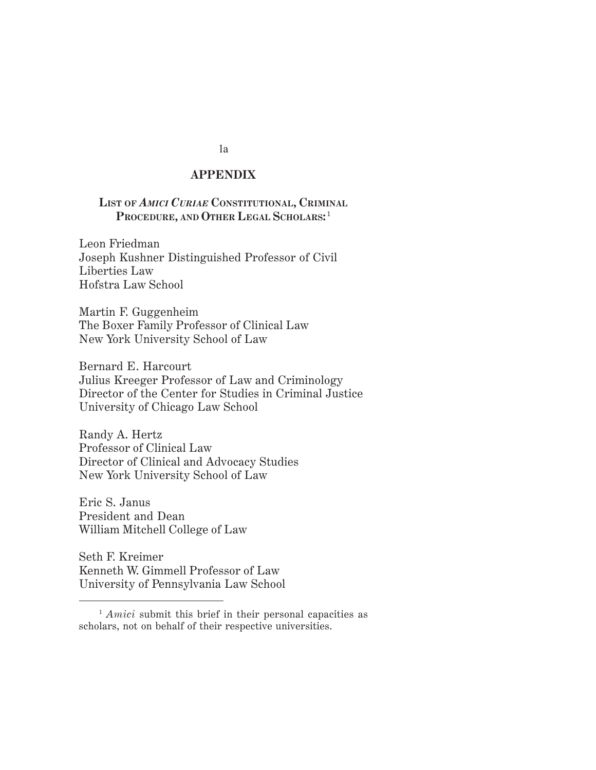## APPENDIX

### List of *Amici Curiae* Constitutional, Criminal Procedure, and Other Legal Scholars:[1]

Leon Friedman
Joseph Kushner Distinguished Professor of Civil Liberties Law
Hofstra Law School

Martin F. Guggenheim
The Boxer Family Professor of Clinical Law
New York University School of Law

Bernard E. Harcourt
Julius Kreeger Professor of Law and Criminology
Director of the Center for Studies in Criminal Justice
University of Chicago Law School

Randy A. Hertz
Professor of Clinical Law
Director of Clinical and Advocacy Studies
New York University School of Law

Eric S. Janus
President and Dean
William Mitchell College of Law

Seth F. Kreimer
Kenneth W. Gimmell Professor of Law
University of Pennsylvania Law School

---

[1] *Amici* submit this brief in their personal capacities as scholars, not on behalf of their respective universities.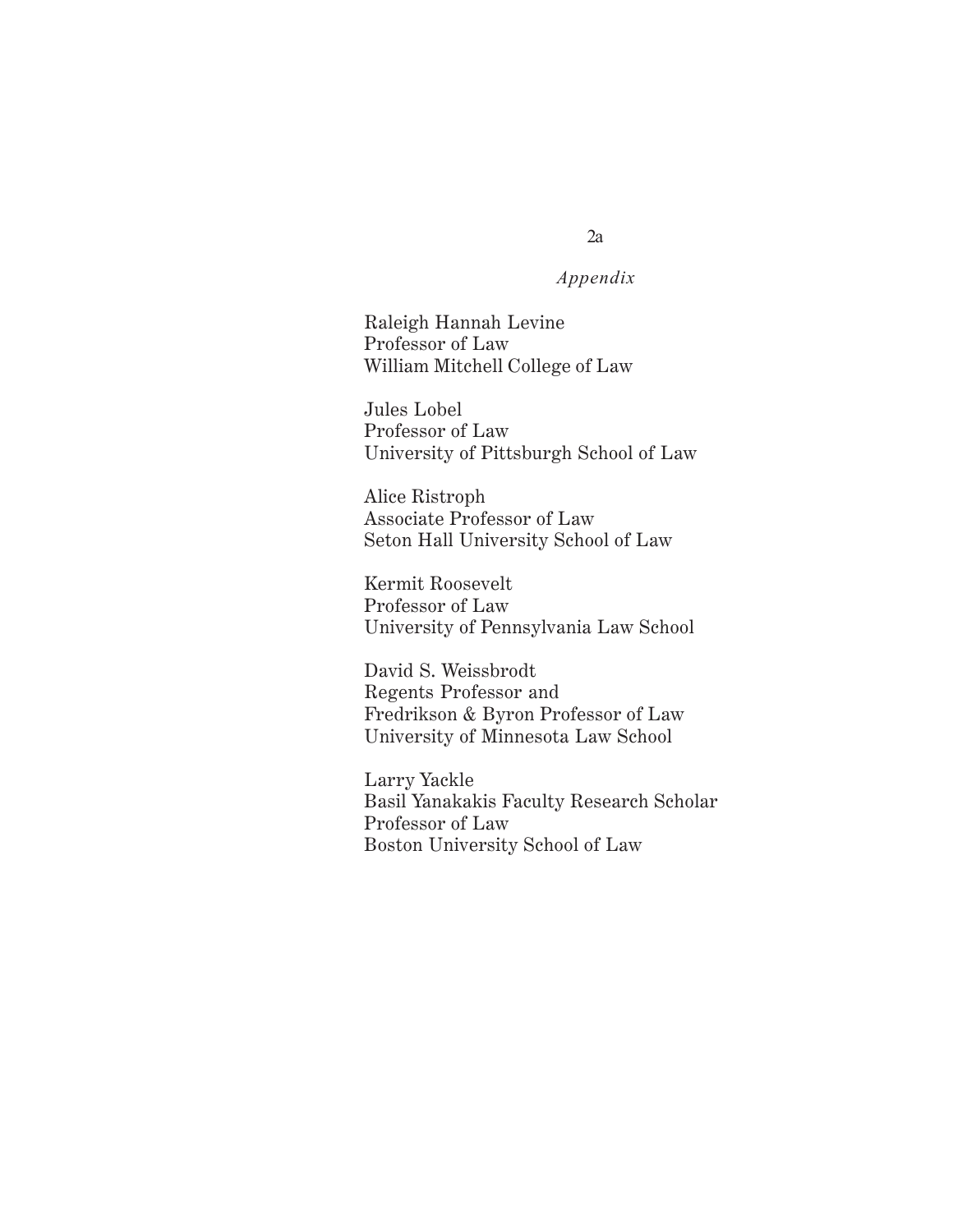*Appendix*

Raleigh Hannah Levine
Professor of Law
William Mitchell College of Law

Jules Lobel
Professor of Law
University of Pittsburgh School of Law

Alice Ristroph
Associate Professor of Law
Seton Hall University School of Law

Kermit Roosevelt
Professor of Law
University of Pennsylvania Law School

David S. Weissbrodt
Regents Professor and
Fredrikson & Byron Professor of Law
University of Minnesota Law School

Larry Yackle
Basil Yanakakis Faculty Research Scholar
Professor of Law
Boston University School of Law